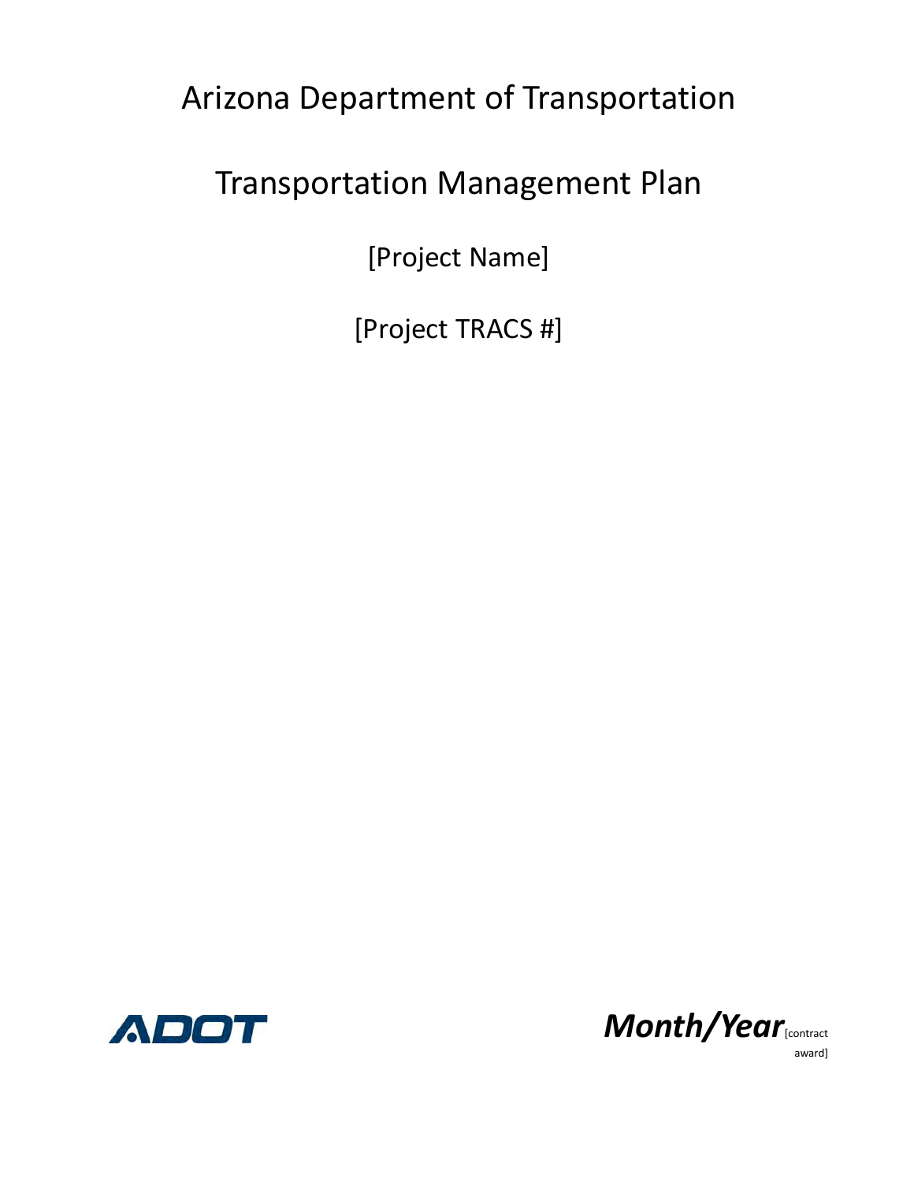# Arizona Department of Transportation

# Transportation Management Plan

[Project Name]

[Project TRACS #]

ADOT

***Month/Year*** [contract award]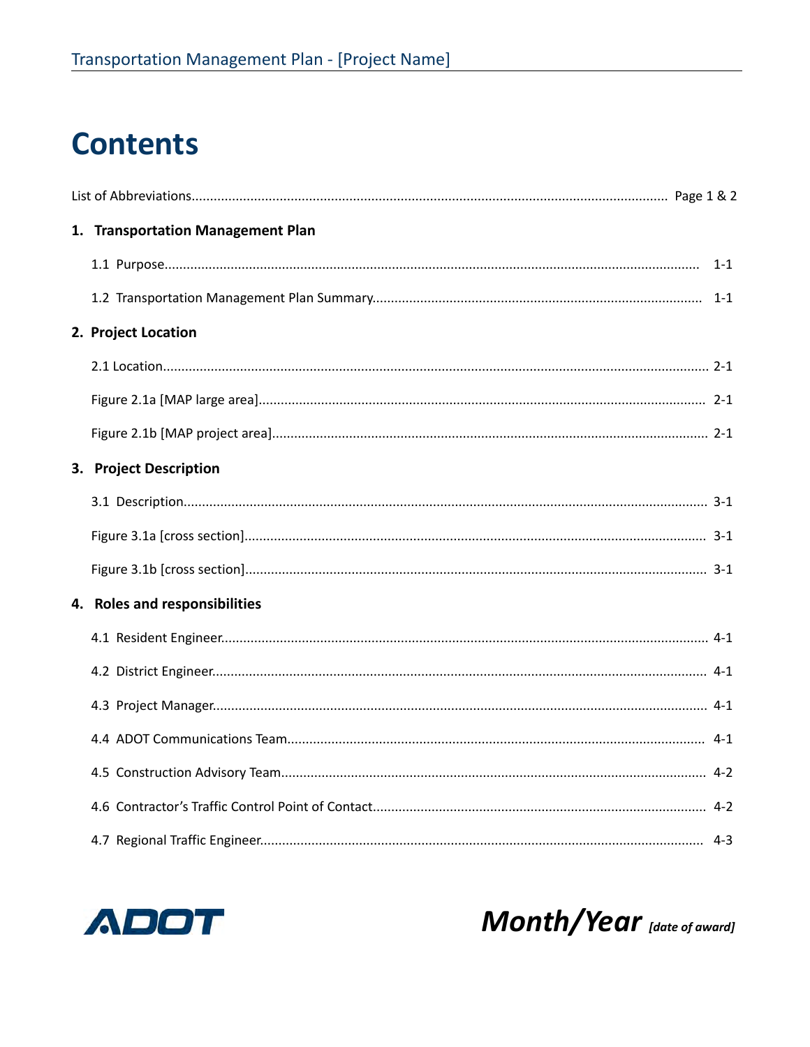# Contents

List of Abbreviations................................................................ Page 1 & 2

**1. Transportation Management Plan**

1.1 Purpose................................................................ 1-1

1.2 Transportation Management Plan Summary................................................................ 1-1

**2. Project Location**

2.1 Location................................................................ 2-1

Figure 2.1a [MAP large area]................................................................ 2-1

Figure 2.1b [MAP project area]................................................................ 2-1

**3. Project Description**

3.1 Description................................................................ 3-1

Figure 3.1a [cross section]................................................................ 3-1

Figure 3.1b [cross section]................................................................ 3-1

**4. Roles and responsibilities**

4.1 Resident Engineer................................................................ 4-1

4.2 District Engineer................................................................ 4-1

4.3 Project Manager................................................................ 4-1

4.4 ADOT Communications Team................................................................ 4-1

4.5 Construction Advisory Team................................................................ 4-2

4.6 Contractor's Traffic Control Point of Contact................................................................ 4-2

4.7 Regional Traffic Engineer................................................................ 4-3

ADOT

***Month/Year*** ***[date of award]***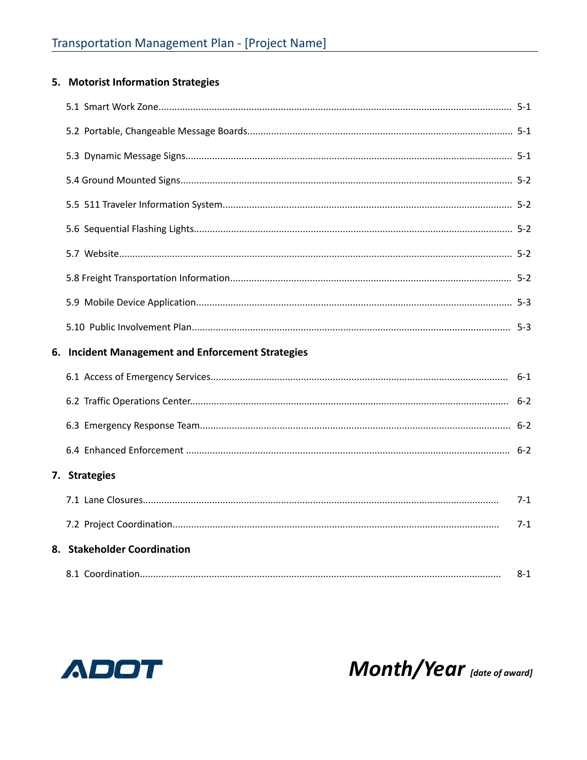5. **Motorist Information Strategies**

5.1 Smart Work Zone.................................................................................................... 5-1

5.2 Portable, Changeable Message Boards.................................................................... 5-1

5.3 Dynamic Message Signs.......................................................................................... 5-1

5.4 Ground Mounted Signs............................................................................................ 5-2

5.5 511 Traveler Information System............................................................................ 5-2

5.6 Sequential Flashing Lights....................................................................................... 5-2

5.7 Website.................................................................................................................... 5-2

5.8 Freight Transportation Information......................................................................... 5-2

5.9 Mobile Device Application...................................................................................... 5-3

5.10 Public Involvement Plan........................................................................................ 5-3

6. **Incident Management and Enforcement Strategies**

6.1 Access of Emergency Services................................................................................ 6-1

6.2 Traffic Operations Center........................................................................................ 6-2

6.3 Emergency Response Team..................................................................................... 6-2

6.4 Enhanced Enforcement .......................................................................................... 6-2

7. **Strategies**

7.1 Lane Closures.......................................................................................................... 7-1

7.2 Project Coordination............................................................................................... 7-1

8. **Stakeholder Coordination**

8.1 Coordination........................................................................................................... 8-1

ADOT

***Month/Year*** *[date of award]*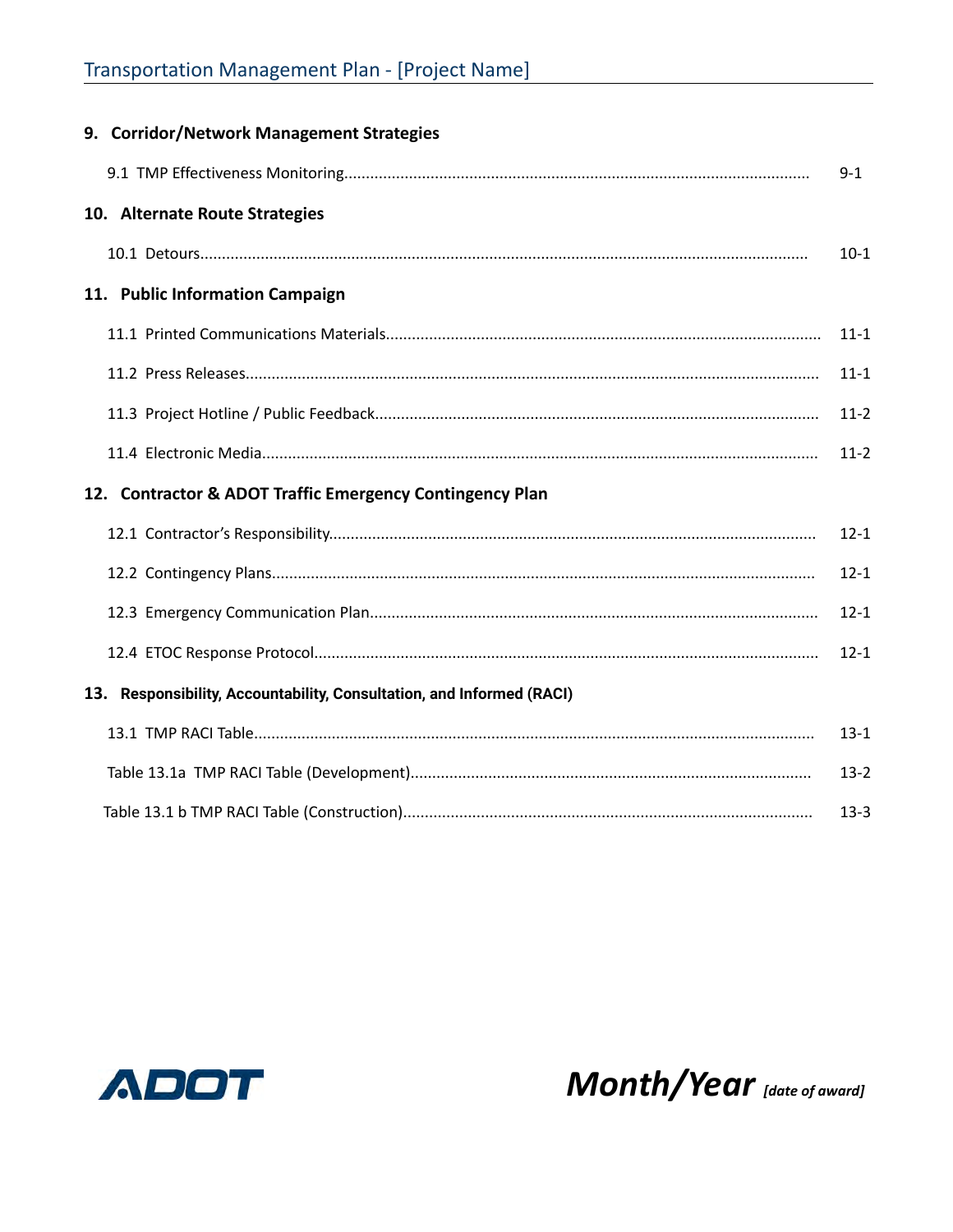**9. Corridor/Network Management Strategies**

9.1 TMP Effectiveness Monitoring........................................................................................................ 9-1

**10. Alternate Route Strategies**

10.1 Detours........................................................................................................................................ 10-1

**11. Public Information Campaign**

11.1 Printed Communications Materials............................................................................................. 11-1

11.2 Press Releases............................................................................................................................ 11-1

11.3 Project Hotline / Public Feedback................................................................................................ 11-2

11.4 Electronic Media......................................................................................................................... 11-2

**12. Contractor & ADOT Traffic Emergency Contingency Plan**

12.1 Contractor's Responsibility.......................................................................................................... 12-1

12.2 Contingency Plans....................................................................................................................... 12-1

12.3 Emergency Communication Plan................................................................................................. 12-1

12.4 ETOC Response Protocol............................................................................................................. 12-1

**13. Responsibility, Accountability, Consultation, and Informed (RACI)**

13.1 TMP RACI Table........................................................................................................................... 13-1

Table 13.1a TMP RACI Table (Development)..................................................................................... 13-2

Table 13.1 b TMP RACI Table (Construction)...................................................................................... 13-3

ADOT

***Month/Year*** *[date of award]*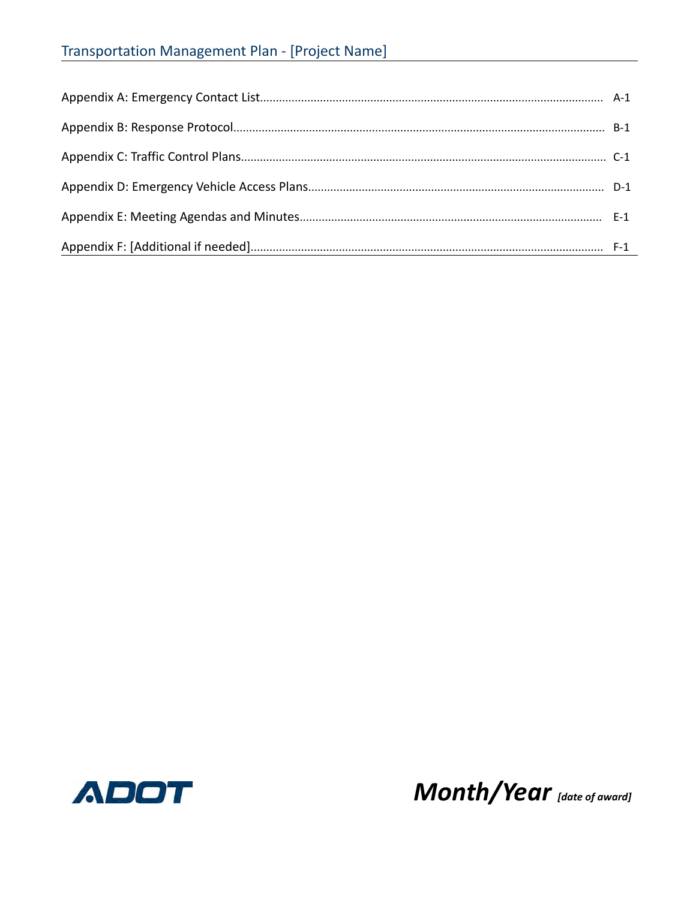Appendix A: Emergency Contact List.......... A-1

Appendix B: Response Protocol.......... B-1

Appendix C: Traffic Control Plans.......... C-1

Appendix D: Emergency Vehicle Access Plans.......... D-1

Appendix E: Meeting Agendas and Minutes.......... E-1

Appendix F: [Additional if needed].......... F-1

ADOT

***Month/Year*** ***[date of award]***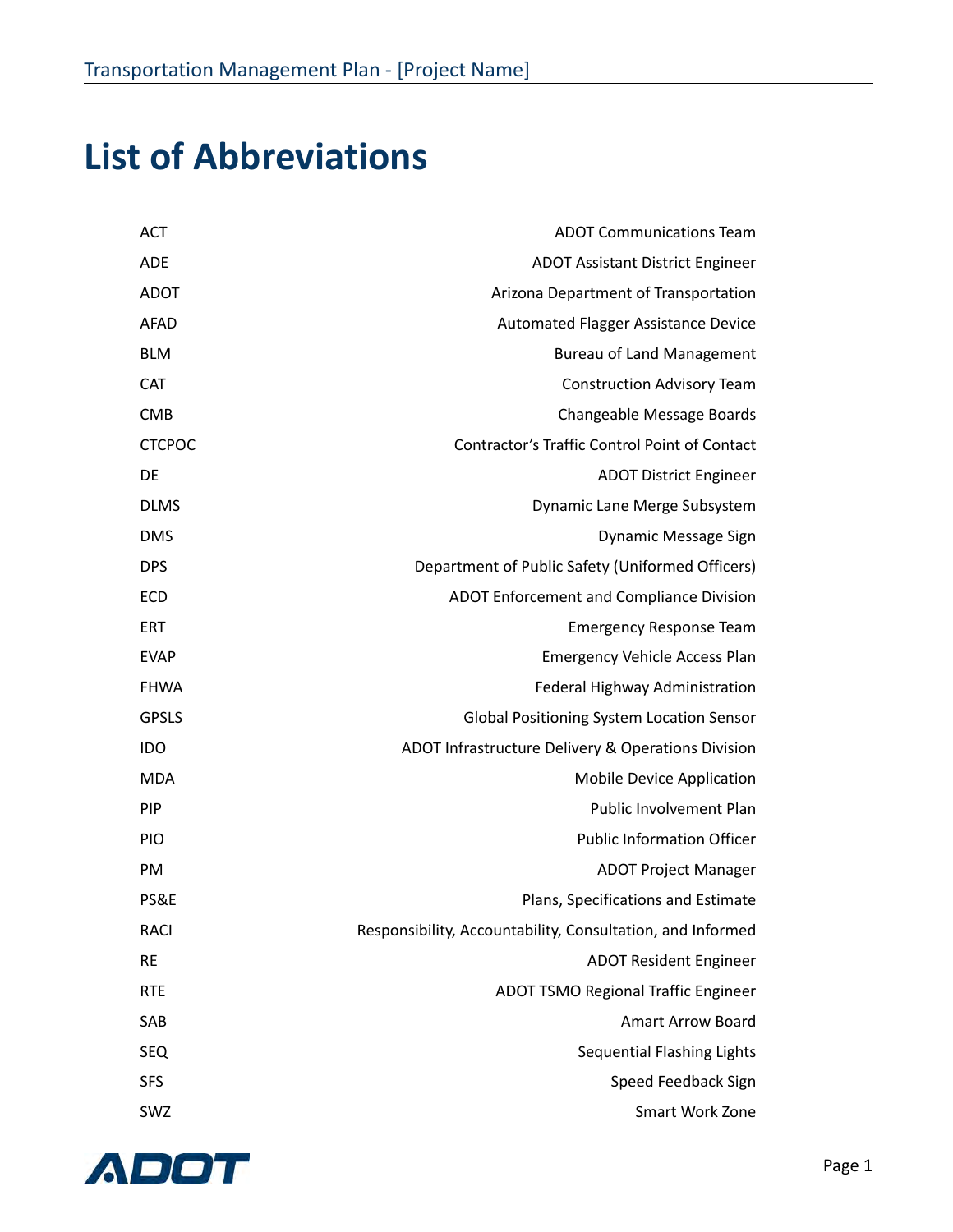# List of Abbreviations

| | |
|---|---|
| ACT | ADOT Communications Team |
| ADE | ADOT Assistant District Engineer |
| ADOT | Arizona Department of Transportation |
| AFAD | Automated Flagger Assistance Device |
| BLM | Bureau of Land Management |
| CAT | Construction Advisory Team |
| CMB | Changeable Message Boards |
| CTCPOC | Contractor's Traffic Control Point of Contact |
| DE | ADOT District Engineer |
| DLMS | Dynamic Lane Merge Subsystem |
| DMS | Dynamic Message Sign |
| DPS | Department of Public Safety (Uniformed Officers) |
| ECD | ADOT Enforcement and Compliance Division |
| ERT | Emergency Response Team |
| EVAP | Emergency Vehicle Access Plan |
| FHWA | Federal Highway Administration |
| GPSLS | Global Positioning System Location Sensor |
| IDO | ADOT Infrastructure Delivery & Operations Division |
| MDA | Mobile Device Application |
| PIP | Public Involvement Plan |
| PIO | Public Information Officer |
| PM | ADOT Project Manager |
| PS&E | Plans, Specifications and Estimate |
| RACI | Responsibility, Accountability, Consultation, and Informed |
| RE | ADOT Resident Engineer |
| RTE | ADOT TSMO Regional Traffic Engineer |
| SAB | Amart Arrow Board |
| SEQ | Sequential Flashing Lights |
| SFS | Speed Feedback Sign |
| SWZ | Smart Work Zone |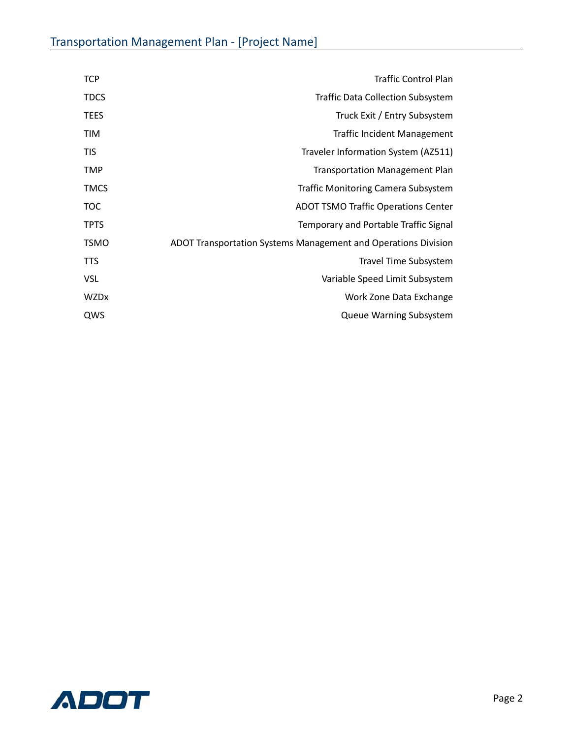| | |
|---|---|
| TCP | Traffic Control Plan |
| TDCS | Traffic Data Collection Subsystem |
| TEES | Truck Exit / Entry Subsystem |
| TIM | Traffic Incident Management |
| TIS | Traveler Information System (AZ511) |
| TMP | Transportation Management Plan |
| TMCS | Traffic Monitoring Camera Subsystem |
| TOC | ADOT TSMO Traffic Operations Center |
| TPTS | Temporary and Portable Traffic Signal |
| TSMO | ADOT Transportation Systems Management and Operations Division |
| TTS | Travel Time Subsystem |
| VSL | Variable Speed Limit Subsystem |
| WZDx | Work Zone Data Exchange |
| QWS | Queue Warning Subsystem |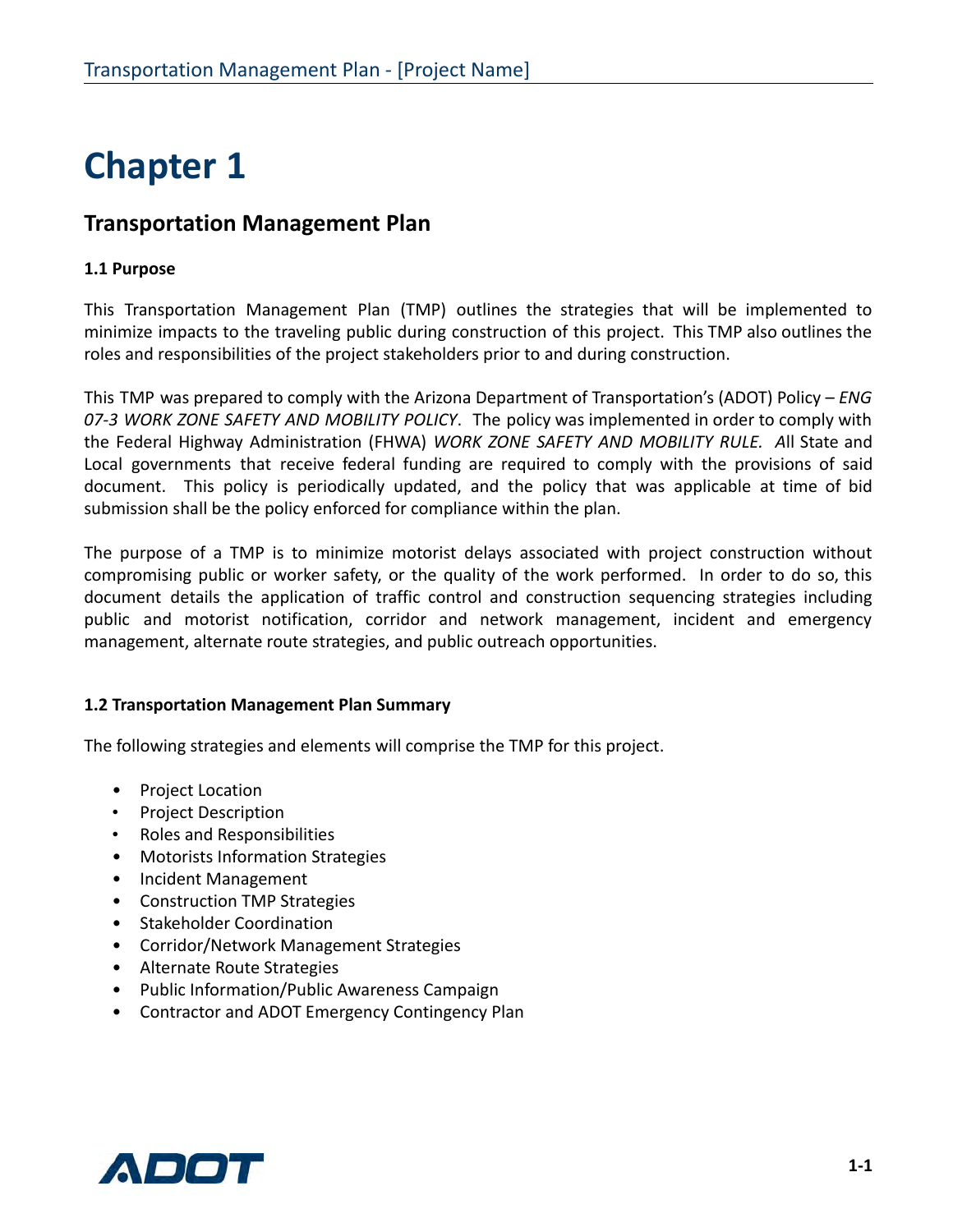# Chapter 1

## Transportation Management Plan

**1.1 Purpose**

This Transportation Management Plan (TMP) outlines the strategies that will be implemented to minimize impacts to the traveling public during construction of this project. This TMP also outlines the roles and responsibilities of the project stakeholders prior to and during construction.

This TMP was prepared to comply with the Arizona Department of Transportation's (ADOT) Policy – *ENG 07-3 WORK ZONE SAFETY AND MOBILITY POLICY*. The policy was implemented in order to comply with the Federal Highway Administration (FHWA) *WORK ZONE SAFETY AND MOBILITY RULE. A*ll State and Local governments that receive federal funding are required to comply with the provisions of said document. This policy is periodically updated, and the policy that was applicable at time of bid submission shall be the policy enforced for compliance within the plan.

The purpose of a TMP is to minimize motorist delays associated with project construction without compromising public or worker safety, or the quality of the work performed. In order to do so, this document details the application of traffic control and construction sequencing strategies including public and motorist notification, corridor and network management, incident and emergency management, alternate route strategies, and public outreach opportunities.

**1.2 Transportation Management Plan Summary**

The following strategies and elements will comprise the TMP for this project.

- Project Location
- Project Description
- Roles and Responsibilities
- Motorists Information Strategies
- Incident Management
- Construction TMP Strategies
- Stakeholder Coordination
- Corridor/Network Management Strategies
- Alternate Route Strategies
- Public Information/Public Awareness Campaign
- Contractor and ADOT Emergency Contingency Plan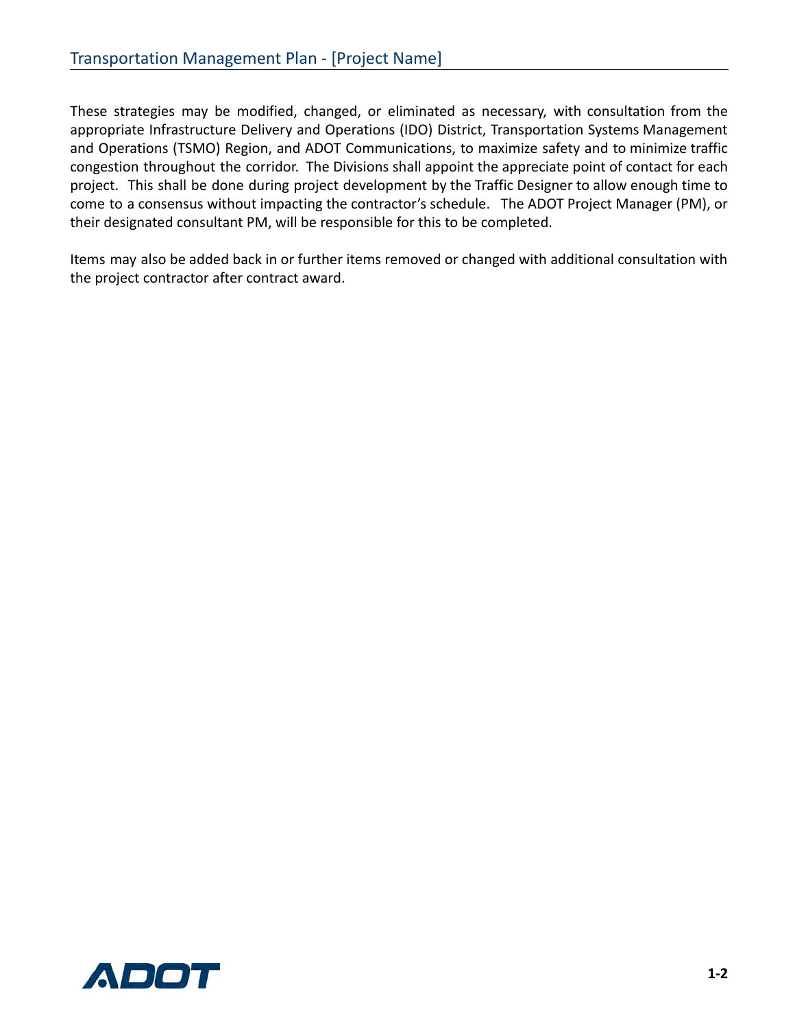These strategies may be modified, changed, or eliminated as necessary, with consultation from the appropriate Infrastructure Delivery and Operations (IDO) District, Transportation Systems Management and Operations (TSMO) Region, and ADOT Communications, to maximize safety and to minimize traffic congestion throughout the corridor. The Divisions shall appoint the appreciate point of contact for each project. This shall be done during project development by the Traffic Designer to allow enough time to come to a consensus without impacting the contractor's schedule. The ADOT Project Manager (PM), or their designated consultant PM, will be responsible for this to be completed.

Items may also be added back in or further items removed or changed with additional consultation with the project contractor after contract award.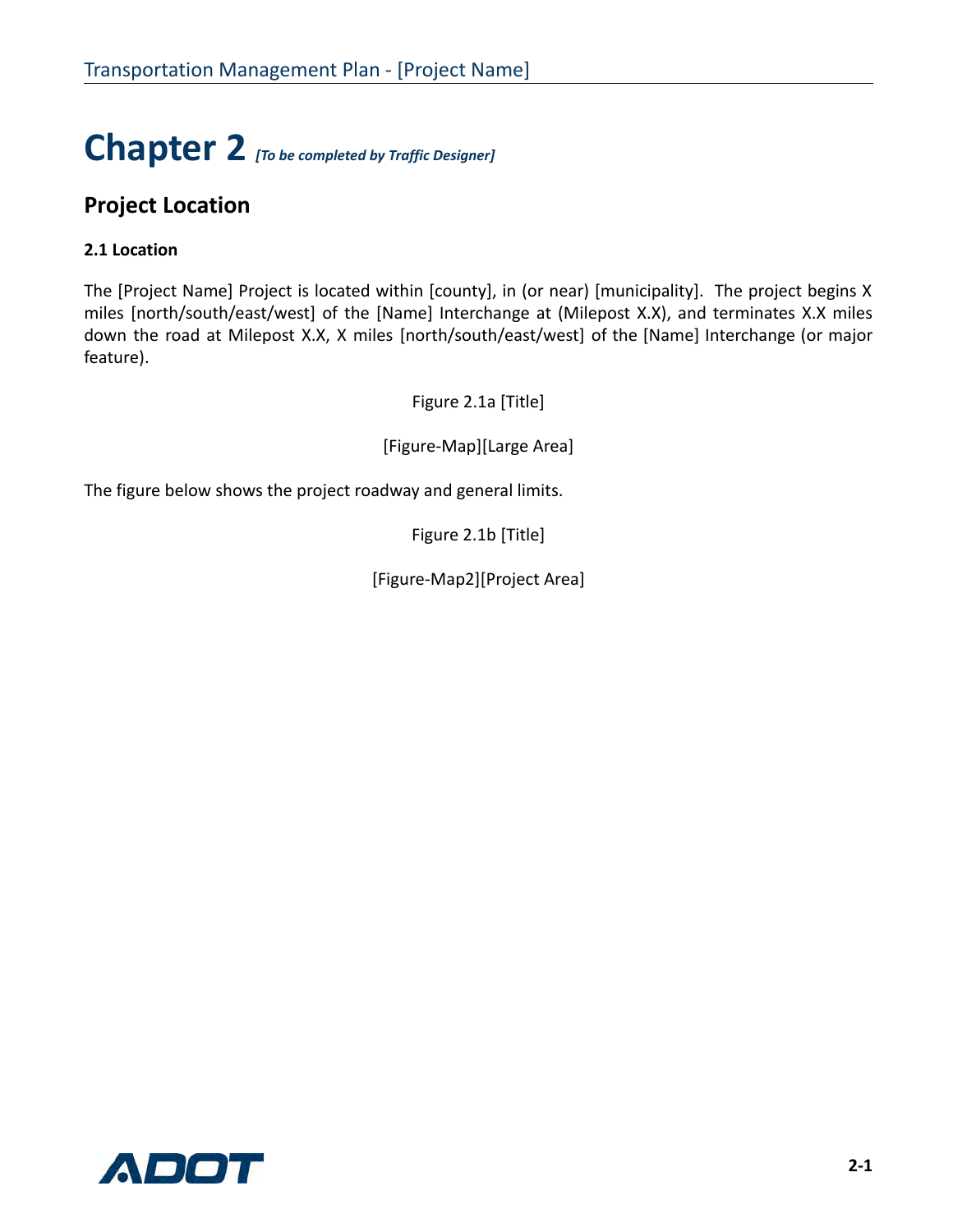# Chapter 2 *[To be completed by Traffic Designer]*

## Project Location

### 2.1 Location

The [Project Name] Project is located within [county], in (or near) [municipality]. The project begins X miles [north/south/east/west] of the [Name] Interchange at (Milepost X.X), and terminates X.X miles down the road at Milepost X.X, X miles [north/south/east/west] of the [Name] Interchange (or major feature).

Figure 2.1a [Title]

[Figure-Map][Large Area]

The figure below shows the project roadway and general limits.

Figure 2.1b [Title]

[Figure-Map2][Project Area]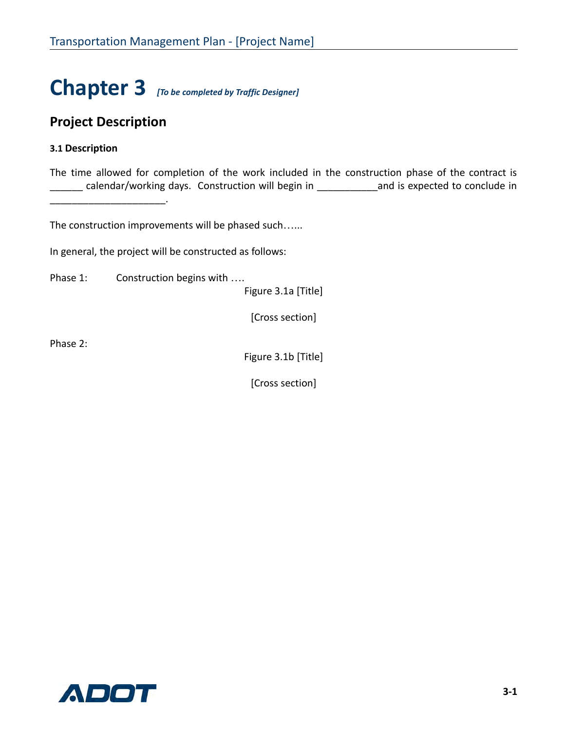# Chapter 3 *[To be completed by Traffic Designer]*

## Project Description

#### 3.1 Description

The time allowed for completion of the work included in the construction phase of the contract is ______ calendar/working days. Construction will begin in ___________and is expected to conclude in _____________________.

The construction improvements will be phased such…...

In general, the project will be constructed as follows:

Phase 1: Construction begins with ….

Figure 3.1a [Title]

[Cross section]

Phase 2:

Figure 3.1b [Title]

[Cross section]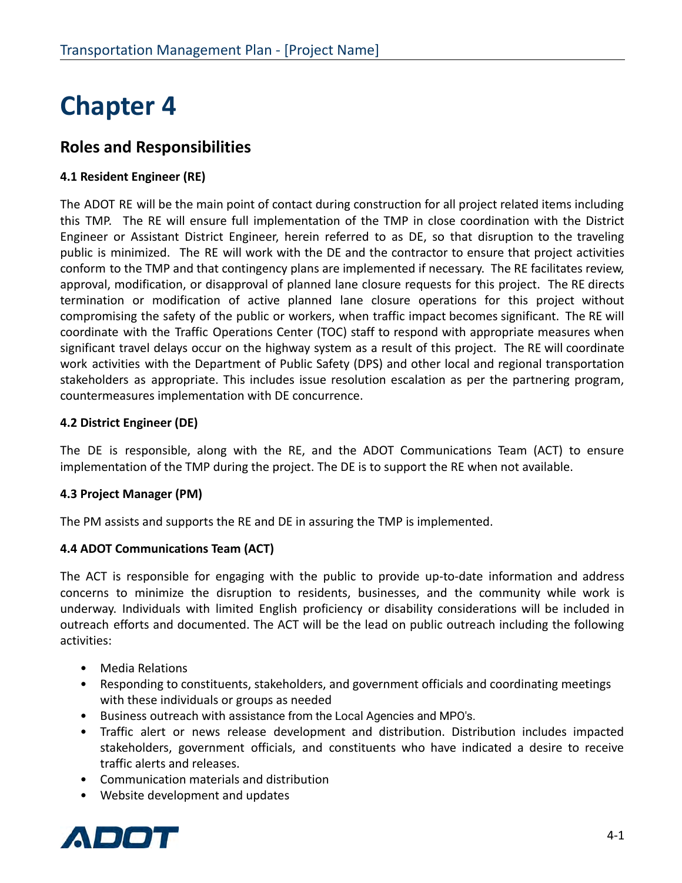# Chapter 4

## Roles and Responsibilities

### 4.1 Resident Engineer (RE)

The ADOT RE will be the main point of contact during construction for all project related items including this TMP. The RE will ensure full implementation of the TMP in close coordination with the District Engineer or Assistant District Engineer, herein referred to as DE, so that disruption to the traveling public is minimized. The RE will work with the DE and the contractor to ensure that project activities conform to the TMP and that contingency plans are implemented if necessary. The RE facilitates review, approval, modification, or disapproval of planned lane closure requests for this project. The RE directs termination or modification of active planned lane closure operations for this project without compromising the safety of the public or workers, when traffic impact becomes significant. The RE will coordinate with the Traffic Operations Center (TOC) staff to respond with appropriate measures when significant travel delays occur on the highway system as a result of this project. The RE will coordinate work activities with the Department of Public Safety (DPS) and other local and regional transportation stakeholders as appropriate. This includes issue resolution escalation as per the partnering program, countermeasures implementation with DE concurrence.

### 4.2 District Engineer (DE)

The DE is responsible, along with the RE, and the ADOT Communications Team (ACT) to ensure implementation of the TMP during the project. The DE is to support the RE when not available.

### 4.3 Project Manager (PM)

The PM assists and supports the RE and DE in assuring the TMP is implemented.

### 4.4 ADOT Communications Team (ACT)

The ACT is responsible for engaging with the public to provide up-to-date information and address concerns to minimize the disruption to residents, businesses, and the community while work is underway. Individuals with limited English proficiency or disability considerations will be included in outreach efforts and documented. The ACT will be the lead on public outreach including the following activities:

- Media Relations
- Responding to constituents, stakeholders, and government officials and coordinating meetings with these individuals or groups as needed
- Business outreach with assistance from the Local Agencies and MPO's.
- Traffic alert or news release development and distribution. Distribution includes impacted stakeholders, government officials, and constituents who have indicated a desire to receive traffic alerts and releases.
- Communication materials and distribution
- Website development and updates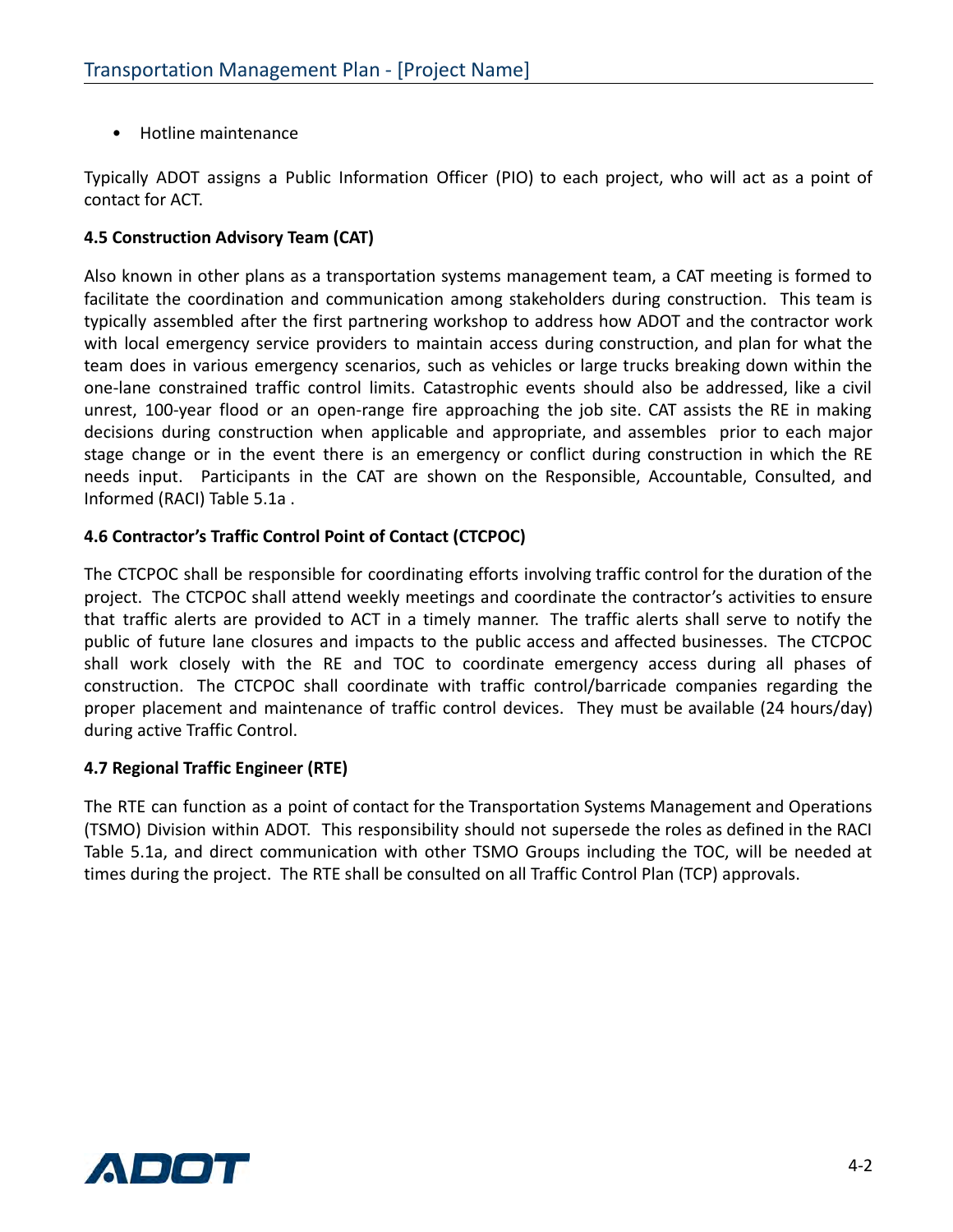- Hotline maintenance

Typically ADOT assigns a Public Information Officer (PIO) to each project, who will act as a point of contact for ACT.

### 4.5 Construction Advisory Team (CAT)

Also known in other plans as a transportation systems management team, a CAT meeting is formed to facilitate the coordination and communication among stakeholders during construction. This team is typically assembled after the first partnering workshop to address how ADOT and the contractor work with local emergency service providers to maintain access during construction, and plan for what the team does in various emergency scenarios, such as vehicles or large trucks breaking down within the one-lane constrained traffic control limits. Catastrophic events should also be addressed, like a civil unrest, 100-year flood or an open-range fire approaching the job site. CAT assists the RE in making decisions during construction when applicable and appropriate, and assembles prior to each major stage change or in the event there is an emergency or conflict during construction in which the RE needs input. Participants in the CAT are shown on the Responsible, Accountable, Consulted, and Informed (RACI) Table 5.1a .

### 4.6 Contractor's Traffic Control Point of Contact (CTCPOC)

The CTCPOC shall be responsible for coordinating efforts involving traffic control for the duration of the project. The CTCPOC shall attend weekly meetings and coordinate the contractor's activities to ensure that traffic alerts are provided to ACT in a timely manner. The traffic alerts shall serve to notify the public of future lane closures and impacts to the public access and affected businesses. The CTCPOC shall work closely with the RE and TOC to coordinate emergency access during all phases of construction. The CTCPOC shall coordinate with traffic control/barricade companies regarding the proper placement and maintenance of traffic control devices. They must be available (24 hours/day) during active Traffic Control.

### 4.7 Regional Traffic Engineer (RTE)

The RTE can function as a point of contact for the Transportation Systems Management and Operations (TSMO) Division within ADOT. This responsibility should not supersede the roles as defined in the RACI Table 5.1a, and direct communication with other TSMO Groups including the TOC, will be needed at times during the project. The RTE shall be consulted on all Traffic Control Plan (TCP) approvals.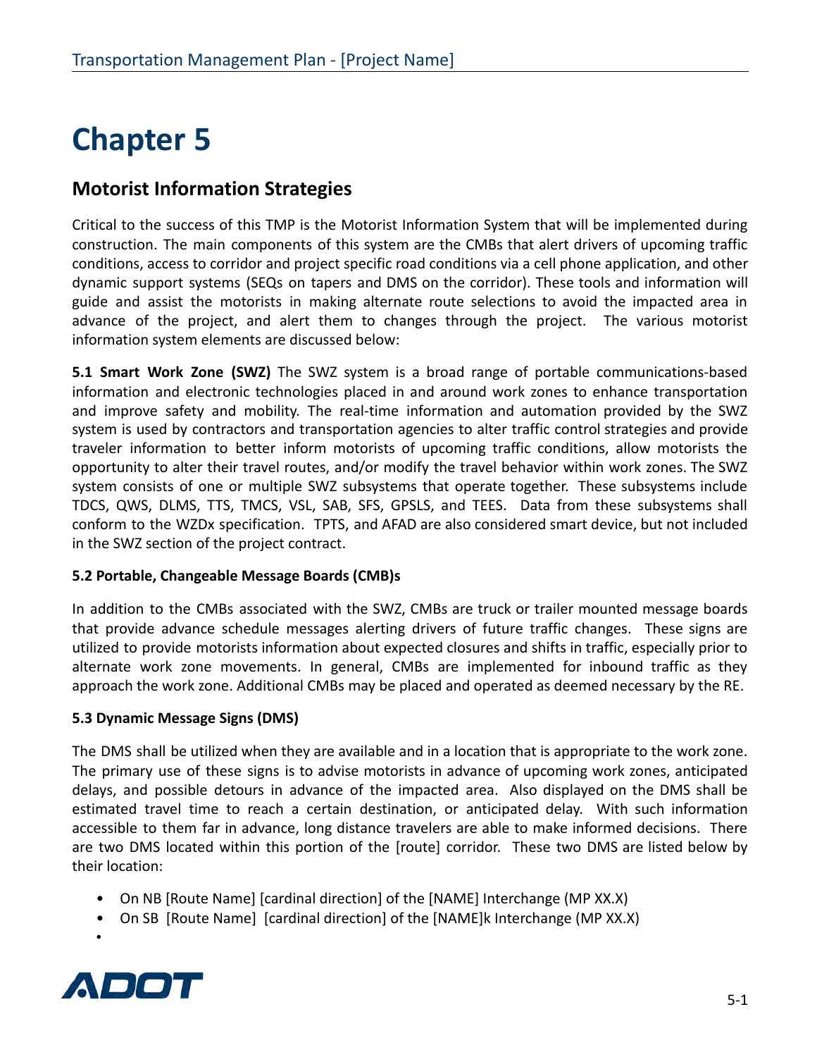# Chapter 5

## Motorist Information Strategies

Critical to the success of this TMP is the Motorist Information System that will be implemented during construction. The main components of this system are the CMBs that alert drivers of upcoming traffic conditions, access to corridor and project specific road conditions via a cell phone application, and other dynamic support systems (SEQs on tapers and DMS on the corridor). These tools and information will guide and assist the motorists in making alternate route selections to avoid the impacted area in advance of the project, and alert them to changes through the project. The various motorist information system elements are discussed below:

**5.1 Smart Work Zone (SWZ)** The SWZ system is a broad range of portable communications-based information and electronic technologies placed in and around work zones to enhance transportation and improve safety and mobility. The real-time information and automation provided by the SWZ system is used by contractors and transportation agencies to alter traffic control strategies and provide traveler information to better inform motorists of upcoming traffic conditions, allow motorists the opportunity to alter their travel routes, and/or modify the travel behavior within work zones. The SWZ system consists of one or multiple SWZ subsystems that operate together. These subsystems include TDCS, QWS, DLMS, TTS, TMCS, VSL, SAB, SFS, GPSLS, and TEES. Data from these subsystems shall conform to the WZDx specification. TPTS, and AFAD are also considered smart device, but not included in the SWZ section of the project contract.

**5.2 Portable, Changeable Message Boards (CMB)s**

In addition to the CMBs associated with the SWZ, CMBs are truck or trailer mounted message boards that provide advance schedule messages alerting drivers of future traffic changes. These signs are utilized to provide motorists information about expected closures and shifts in traffic, especially prior to alternate work zone movements. In general, CMBs are implemented for inbound traffic as they approach the work zone. Additional CMBs may be placed and operated as deemed necessary by the RE.

**5.3 Dynamic Message Signs (DMS)**

The DMS shall be utilized when they are available and in a location that is appropriate to the work zone. The primary use of these signs is to advise motorists in advance of upcoming work zones, anticipated delays, and possible detours in advance of the impacted area. Also displayed on the DMS shall be estimated travel time to reach a certain destination, or anticipated delay. With such information accessible to them far in advance, long distance travelers are able to make informed decisions. There are two DMS located within this portion of the [route] corridor. These two DMS are listed below by their location:

- On NB [Route Name] [cardinal direction] of the [NAME] Interchange (MP XX.X)
- On SB [Route Name] [cardinal direction] of the [NAME]k Interchange (MP XX.X)
-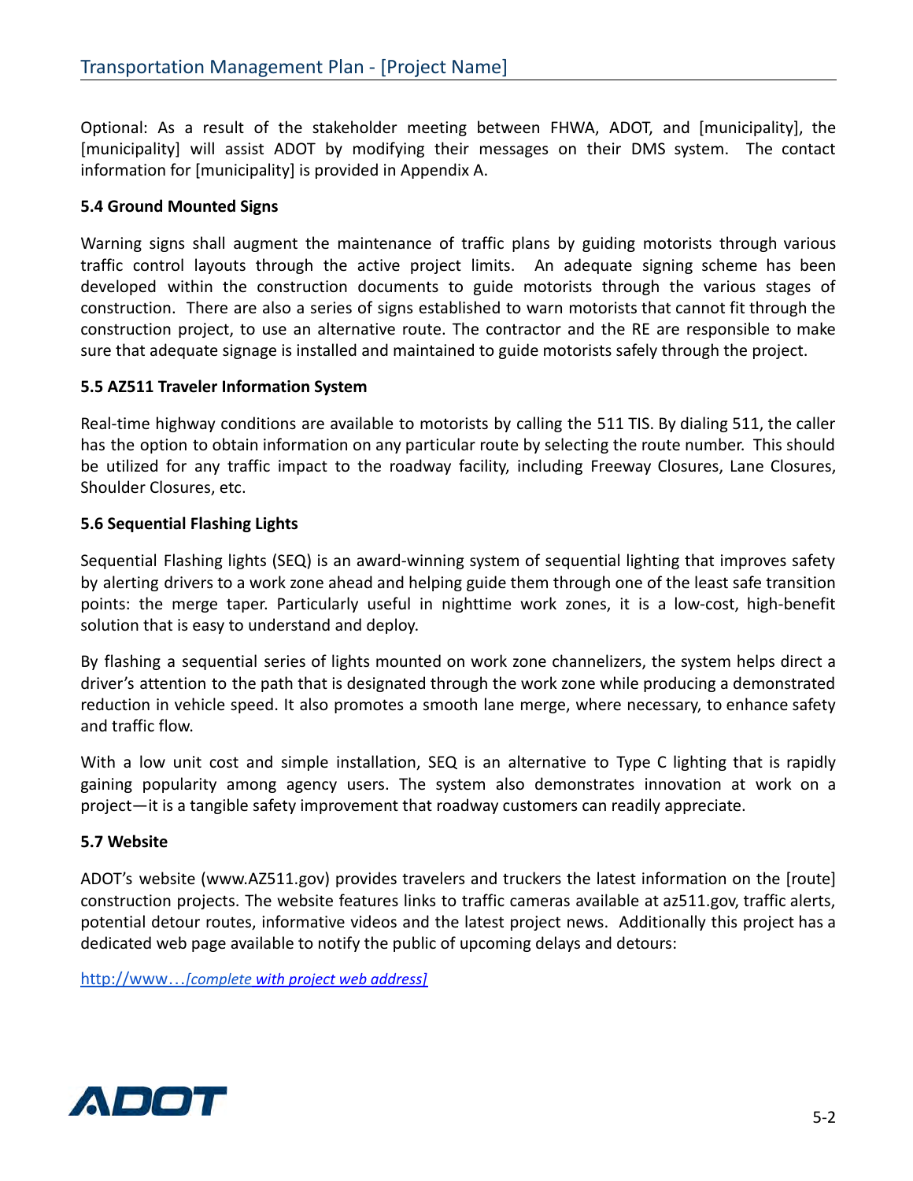Optional: As a result of the stakeholder meeting between FHWA, ADOT, and [municipality], the [municipality] will assist ADOT by modifying their messages on their DMS system. The contact information for [municipality] is provided in Appendix A.

**5.4 Ground Mounted Signs**

Warning signs shall augment the maintenance of traffic plans by guiding motorists through various traffic control layouts through the active project limits. An adequate signing scheme has been developed within the construction documents to guide motorists through the various stages of construction. There are also a series of signs established to warn motorists that cannot fit through the construction project, to use an alternative route. The contractor and the RE are responsible to make sure that adequate signage is installed and maintained to guide motorists safely through the project.

**5.5 AZ511 Traveler Information System**

Real-time highway conditions are available to motorists by calling the 511 TIS. By dialing 511, the caller has the option to obtain information on any particular route by selecting the route number. This should be utilized for any traffic impact to the roadway facility, including Freeway Closures, Lane Closures, Shoulder Closures, etc.

**5.6 Sequential Flashing Lights**

Sequential Flashing lights (SEQ) is an award-winning system of sequential lighting that improves safety by alerting drivers to a work zone ahead and helping guide them through one of the least safe transition points: the merge taper. Particularly useful in nighttime work zones, it is a low-cost, high-benefit solution that is easy to understand and deploy.

By flashing a sequential series of lights mounted on work zone channelizers, the system helps direct a driver's attention to the path that is designated through the work zone while producing a demonstrated reduction in vehicle speed. It also promotes a smooth lane merge, where necessary, to enhance safety and traffic flow.

With a low unit cost and simple installation, SEQ is an alternative to Type C lighting that is rapidly gaining popularity among agency users. The system also demonstrates innovation at work on a project—it is a tangible safety improvement that roadway customers can readily appreciate.

**5.7 Website**

ADOT's website (www.AZ511.gov) provides travelers and truckers the latest information on the [route] construction projects. The website features links to traffic cameras available at az511.gov, traffic alerts, potential detour routes, informative videos and the latest project news. Additionally this project has a dedicated web page available to notify the public of upcoming delays and detours:

http://www…*[complete with project web address]*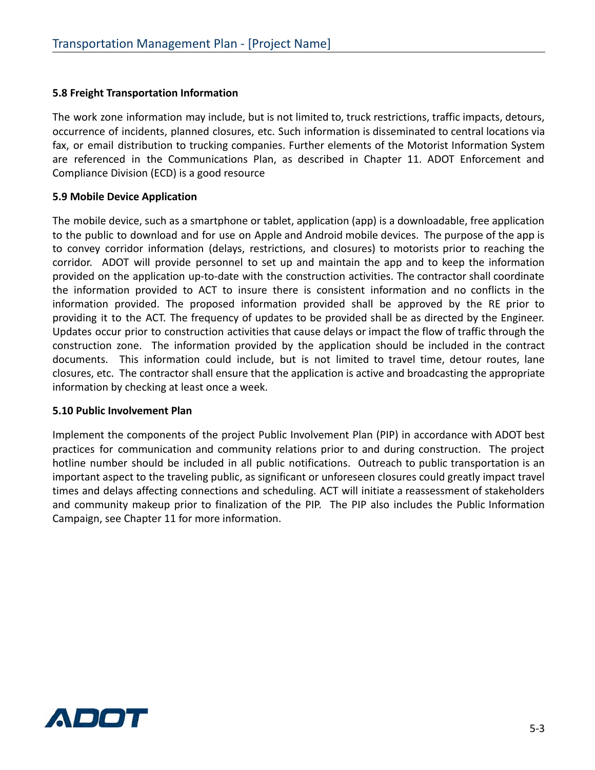### 5.8 Freight Transportation Information

The work zone information may include, but is not limited to, truck restrictions, traffic impacts, detours, occurrence of incidents, planned closures, etc. Such information is disseminated to central locations via fax, or email distribution to trucking companies. Further elements of the Motorist Information System are referenced in the Communications Plan, as described in Chapter 11. ADOT Enforcement and Compliance Division (ECD) is a good resource

### 5.9 Mobile Device Application

The mobile device, such as a smartphone or tablet, application (app) is a downloadable, free application to the public to download and for use on Apple and Android mobile devices. The purpose of the app is to convey corridor information (delays, restrictions, and closures) to motorists prior to reaching the corridor. ADOT will provide personnel to set up and maintain the app and to keep the information provided on the application up-to-date with the construction activities. The contractor shall coordinate the information provided to ACT to insure there is consistent information and no conflicts in the information provided. The proposed information provided shall be approved by the RE prior to providing it to the ACT. The frequency of updates to be provided shall be as directed by the Engineer. Updates occur prior to construction activities that cause delays or impact the flow of traffic through the construction zone. The information provided by the application should be included in the contract documents. This information could include, but is not limited to travel time, detour routes, lane closures, etc. The contractor shall ensure that the application is active and broadcasting the appropriate information by checking at least once a week.

### 5.10 Public Involvement Plan

Implement the components of the project Public Involvement Plan (PIP) in accordance with ADOT best practices for communication and community relations prior to and during construction. The project hotline number should be included in all public notifications. Outreach to public transportation is an important aspect to the traveling public, as significant or unforeseen closures could greatly impact travel times and delays affecting connections and scheduling. ACT will initiate a reassessment of stakeholders and community makeup prior to finalization of the PIP. The PIP also includes the Public Information Campaign, see Chapter 11 for more information.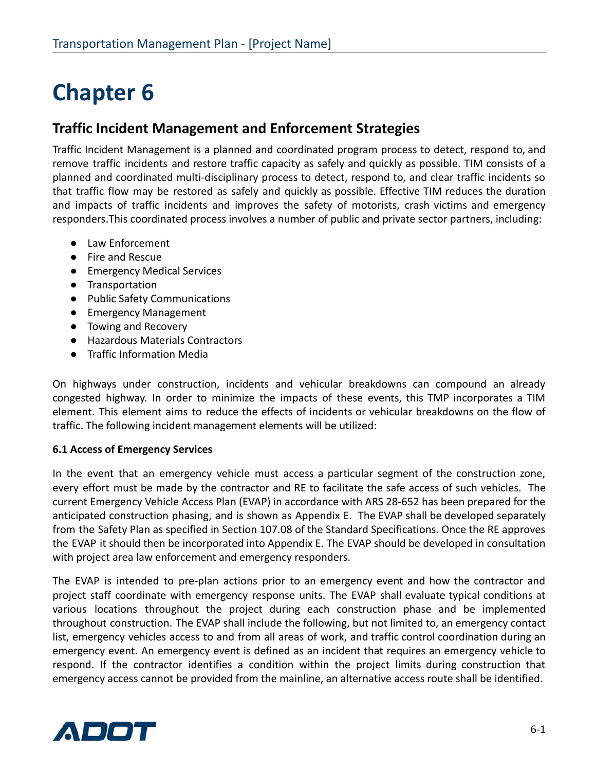# Chapter 6

## Traffic Incident Management and Enforcement Strategies

Traffic Incident Management is a planned and coordinated program process to detect, respond to, and remove traffic incidents and restore traffic capacity as safely and quickly as possible. TIM consists of a planned and coordinated multi-disciplinary process to detect, respond to, and clear traffic incidents so that traffic flow may be restored as safely and quickly as possible. Effective TIM reduces the duration and impacts of traffic incidents and improves the safety of motorists, crash victims and emergency responders.This coordinated process involves a number of public and private sector partners, including:

- Law Enforcement
- Fire and Rescue
- Emergency Medical Services
- Transportation
- Public Safety Communications
- Emergency Management
- Towing and Recovery
- Hazardous Materials Contractors
- Traffic Information Media

On highways under construction, incidents and vehicular breakdowns can compound an already congested highway. In order to minimize the impacts of these events, this TMP incorporates a TIM element. This element aims to reduce the effects of incidents or vehicular breakdowns on the flow of traffic. The following incident management elements will be utilized:

**6.1 Access of Emergency Services**

In the event that an emergency vehicle must access a particular segment of the construction zone, every effort must be made by the contractor and RE to facilitate the safe access of such vehicles. The current Emergency Vehicle Access Plan (EVAP) in accordance with ARS 28-652 has been prepared for the anticipated construction phasing, and is shown as Appendix E. The EVAP shall be developed separately from the Safety Plan as specified in Section 107.08 of the Standard Specifications. Once the RE approves the EVAP it should then be incorporated into Appendix E. The EVAP should be developed in consultation with project area law enforcement and emergency responders.

The EVAP is intended to pre-plan actions prior to an emergency event and how the contractor and project staff coordinate with emergency response units. The EVAP shall evaluate typical conditions at various locations throughout the project during each construction phase and be implemented throughout construction. The EVAP shall include the following, but not limited to, an emergency contact list, emergency vehicles access to and from all areas of work, and traffic control coordination during an emergency event. An emergency event is defined as an incident that requires an emergency vehicle to respond. If the contractor identifies a condition within the project limits during construction that emergency access cannot be provided from the mainline, an alternative access route shall be identified.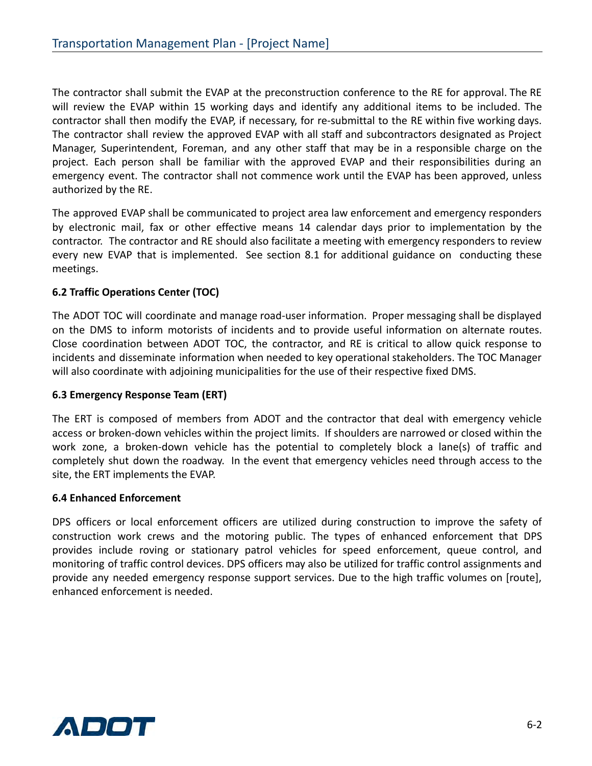The contractor shall submit the EVAP at the preconstruction conference to the RE for approval. The RE will review the EVAP within 15 working days and identify any additional items to be included. The contractor shall then modify the EVAP, if necessary, for re-submittal to the RE within five working days. The contractor shall review the approved EVAP with all staff and subcontractors designated as Project Manager, Superintendent, Foreman, and any other staff that may be in a responsible charge on the project. Each person shall be familiar with the approved EVAP and their responsibilities during an emergency event. The contractor shall not commence work until the EVAP has been approved, unless authorized by the RE.

The approved EVAP shall be communicated to project area law enforcement and emergency responders by electronic mail, fax or other effective means 14 calendar days prior to implementation by the contractor. The contractor and RE should also facilitate a meeting with emergency responders to review every new EVAP that is implemented. See section 8.1 for additional guidance on conducting these meetings.

**6.2 Traffic Operations Center (TOC)**

The ADOT TOC will coordinate and manage road-user information. Proper messaging shall be displayed on the DMS to inform motorists of incidents and to provide useful information on alternate routes. Close coordination between ADOT TOC, the contractor, and RE is critical to allow quick response to incidents and disseminate information when needed to key operational stakeholders. The TOC Manager will also coordinate with adjoining municipalities for the use of their respective fixed DMS.

**6.3 Emergency Response Team (ERT)**

The ERT is composed of members from ADOT and the contractor that deal with emergency vehicle access or broken-down vehicles within the project limits. If shoulders are narrowed or closed within the work zone, a broken-down vehicle has the potential to completely block a lane(s) of traffic and completely shut down the roadway. In the event that emergency vehicles need through access to the site, the ERT implements the EVAP.

**6.4 Enhanced Enforcement**

DPS officers or local enforcement officers are utilized during construction to improve the safety of construction work crews and the motoring public. The types of enhanced enforcement that DPS provides include roving or stationary patrol vehicles for speed enforcement, queue control, and monitoring of traffic control devices. DPS officers may also be utilized for traffic control assignments and provide any needed emergency response support services. Due to the high traffic volumes on [route], enhanced enforcement is needed.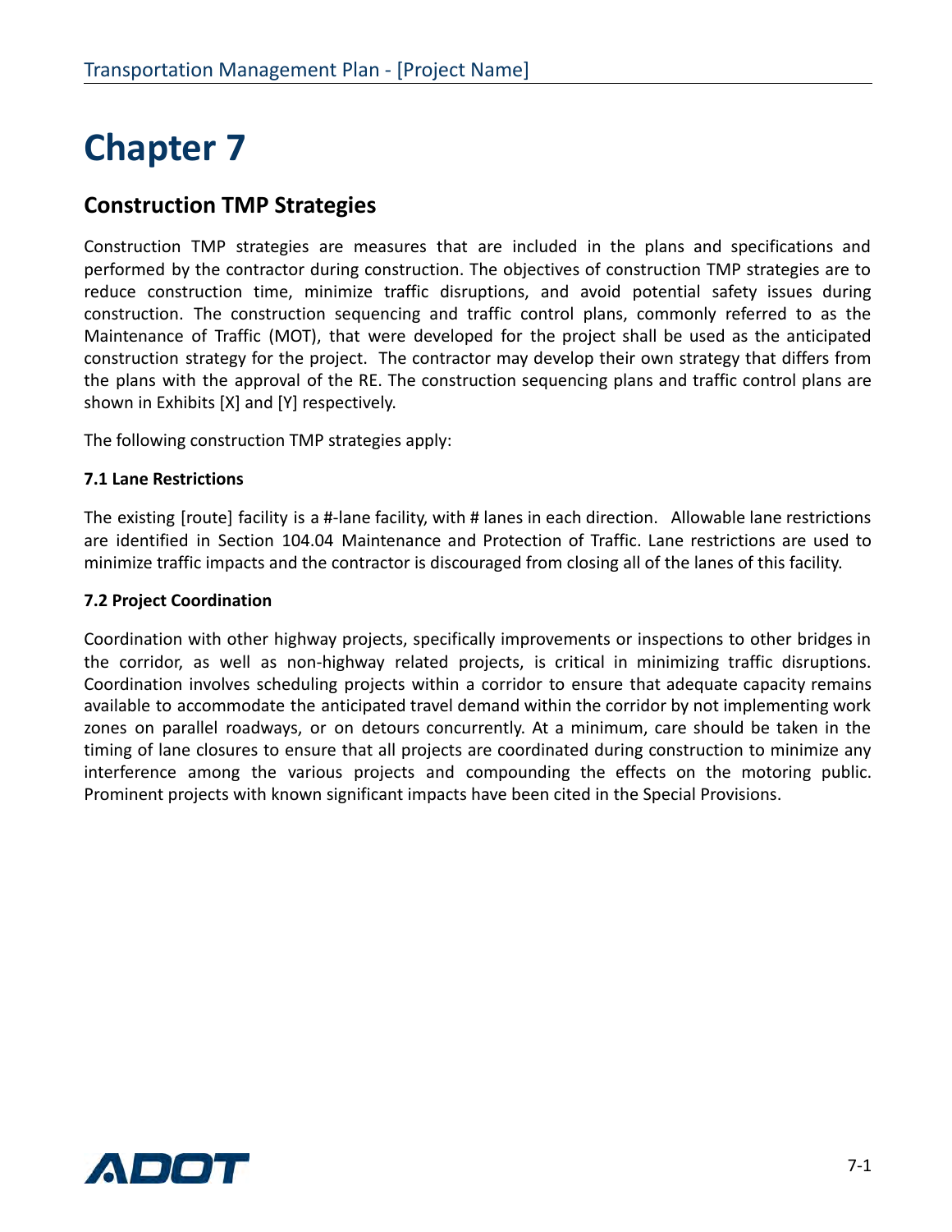# Chapter 7

## Construction TMP Strategies

Construction TMP strategies are measures that are included in the plans and specifications and performed by the contractor during construction. The objectives of construction TMP strategies are to reduce construction time, minimize traffic disruptions, and avoid potential safety issues during construction. The construction sequencing and traffic control plans, commonly referred to as the Maintenance of Traffic (MOT), that were developed for the project shall be used as the anticipated construction strategy for the project. The contractor may develop their own strategy that differs from the plans with the approval of the RE. The construction sequencing plans and traffic control plans are shown in Exhibits [X] and [Y] respectively.

The following construction TMP strategies apply:

**7.1 Lane Restrictions**

The existing [route] facility is a #-lane facility, with # lanes in each direction. Allowable lane restrictions are identified in Section 104.04 Maintenance and Protection of Traffic. Lane restrictions are used to minimize traffic impacts and the contractor is discouraged from closing all of the lanes of this facility.

**7.2 Project Coordination**

Coordination with other highway projects, specifically improvements or inspections to other bridges in the corridor, as well as non-highway related projects, is critical in minimizing traffic disruptions. Coordination involves scheduling projects within a corridor to ensure that adequate capacity remains available to accommodate the anticipated travel demand within the corridor by not implementing work zones on parallel roadways, or on detours concurrently. At a minimum, care should be taken in the timing of lane closures to ensure that all projects are coordinated during construction to minimize any interference among the various projects and compounding the effects on the motoring public. Prominent projects with known significant impacts have been cited in the Special Provisions.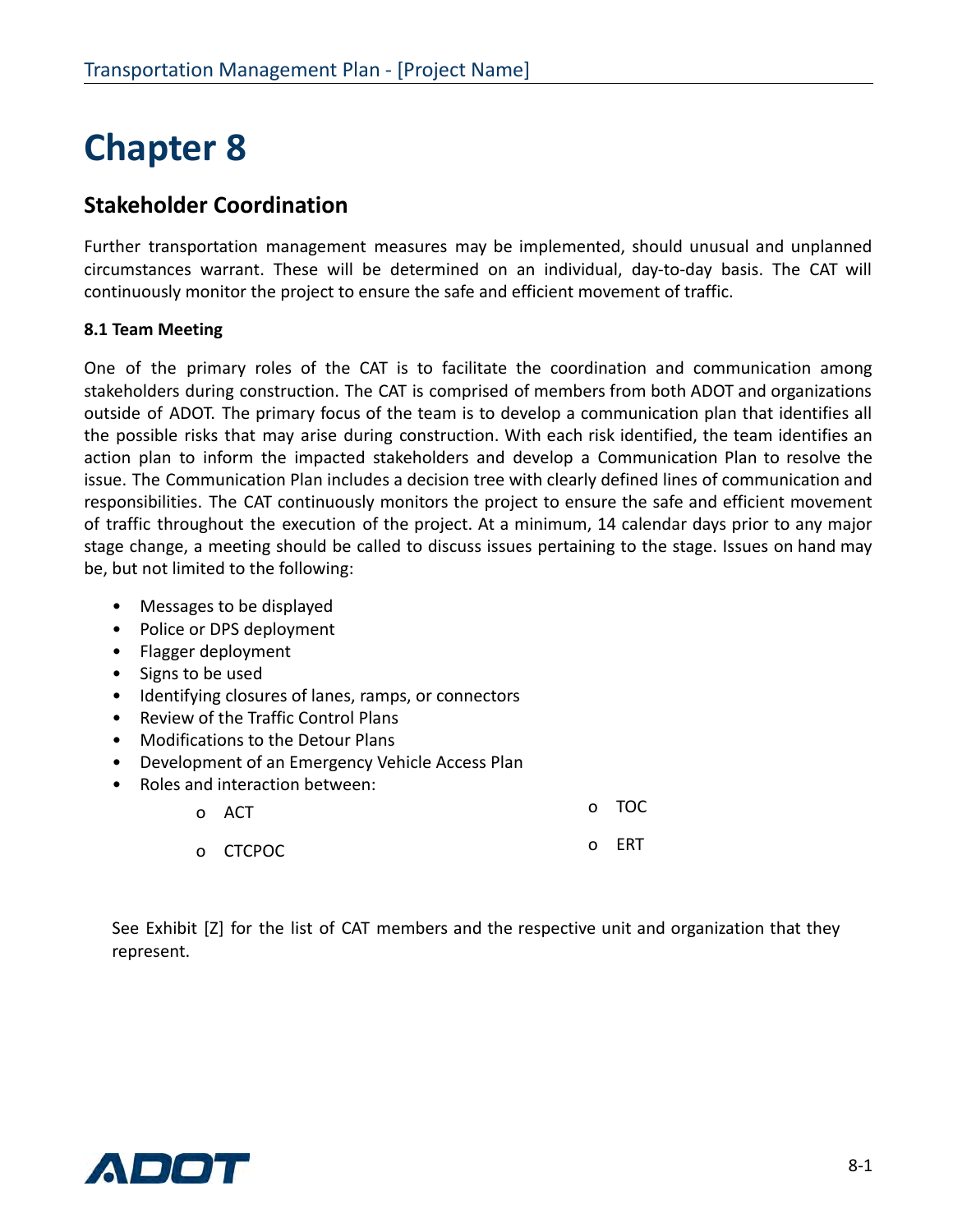# Chapter 8

## Stakeholder Coordination

Further transportation management measures may be implemented, should unusual and unplanned circumstances warrant. These will be determined on an individual, day-to-day basis. The CAT will continuously monitor the project to ensure the safe and efficient movement of traffic.

**8.1 Team Meeting**

One of the primary roles of the CAT is to facilitate the coordination and communication among stakeholders during construction. The CAT is comprised of members from both ADOT and organizations outside of ADOT. The primary focus of the team is to develop a communication plan that identifies all the possible risks that may arise during construction. With each risk identified, the team identifies an action plan to inform the impacted stakeholders and develop a Communication Plan to resolve the issue. The Communication Plan includes a decision tree with clearly defined lines of communication and responsibilities. The CAT continuously monitors the project to ensure the safe and efficient movement of traffic throughout the execution of the project. At a minimum, 14 calendar days prior to any major stage change, a meeting should be called to discuss issues pertaining to the stage. Issues on hand may be, but not limited to the following:

- Messages to be displayed
- Police or DPS deployment
- Flagger deployment
- Signs to be used
- Identifying closures of lanes, ramps, or connectors
- Review of the Traffic Control Plans
- Modifications to the Detour Plans
- Development of an Emergency Vehicle Access Plan
- Roles and interaction between:
  - ACT
  - CTCPOC
  - TOC
  - ERT

See Exhibit [Z] for the list of CAT members and the respective unit and organization that they represent.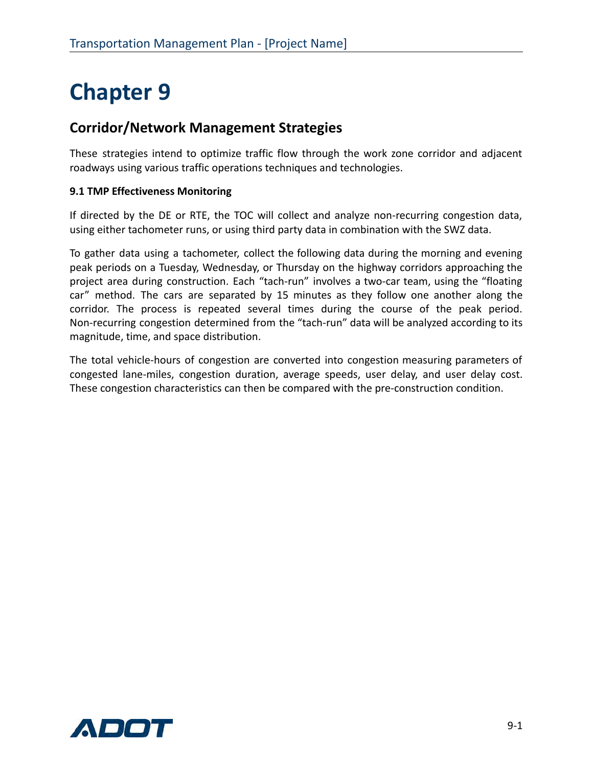# Chapter 9

## Corridor/Network Management Strategies

These strategies intend to optimize traffic flow through the work zone corridor and adjacent roadways using various traffic operations techniques and technologies.

**9.1 TMP Effectiveness Monitoring**

If directed by the DE or RTE, the TOC will collect and analyze non-recurring congestion data, using either tachometer runs, or using third party data in combination with the SWZ data.

To gather data using a tachometer, collect the following data during the morning and evening peak periods on a Tuesday, Wednesday, or Thursday on the highway corridors approaching the project area during construction. Each "tach-run" involves a two-car team, using the "floating car" method. The cars are separated by 15 minutes as they follow one another along the corridor. The process is repeated several times during the course of the peak period. Non-recurring congestion determined from the "tach-run" data will be analyzed according to its magnitude, time, and space distribution.

The total vehicle-hours of congestion are converted into congestion measuring parameters of congested lane-miles, congestion duration, average speeds, user delay, and user delay cost. These congestion characteristics can then be compared with the pre-construction condition.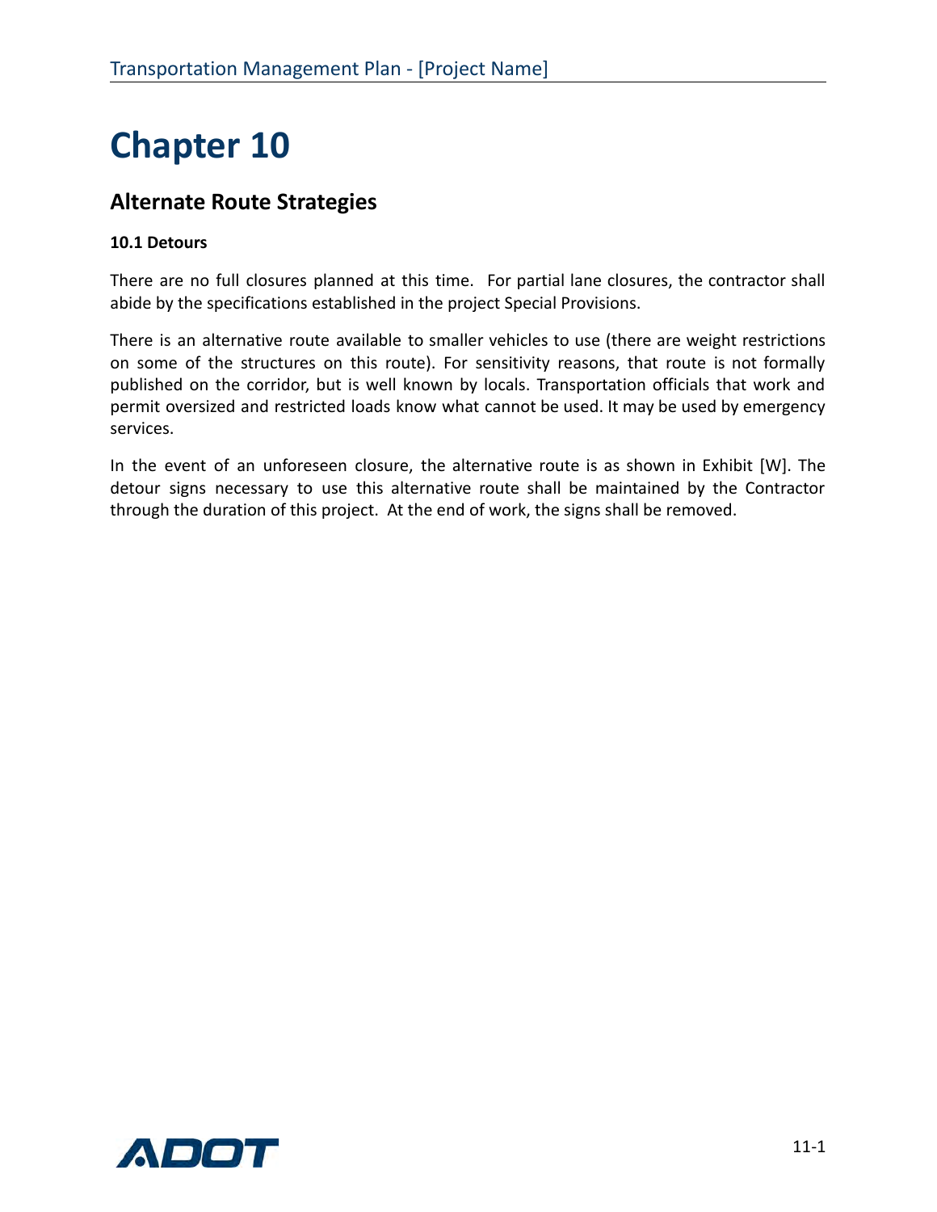# Chapter 10

## Alternate Route Strategies

### 10.1 Detours

There are no full closures planned at this time. For partial lane closures, the contractor shall abide by the specifications established in the project Special Provisions.

There is an alternative route available to smaller vehicles to use (there are weight restrictions on some of the structures on this route). For sensitivity reasons, that route is not formally published on the corridor, but is well known by locals. Transportation officials that work and permit oversized and restricted loads know what cannot be used. It may be used by emergency services.

In the event of an unforeseen closure, the alternative route is as shown in Exhibit [W]. The detour signs necessary to use this alternative route shall be maintained by the Contractor through the duration of this project. At the end of work, the signs shall be removed.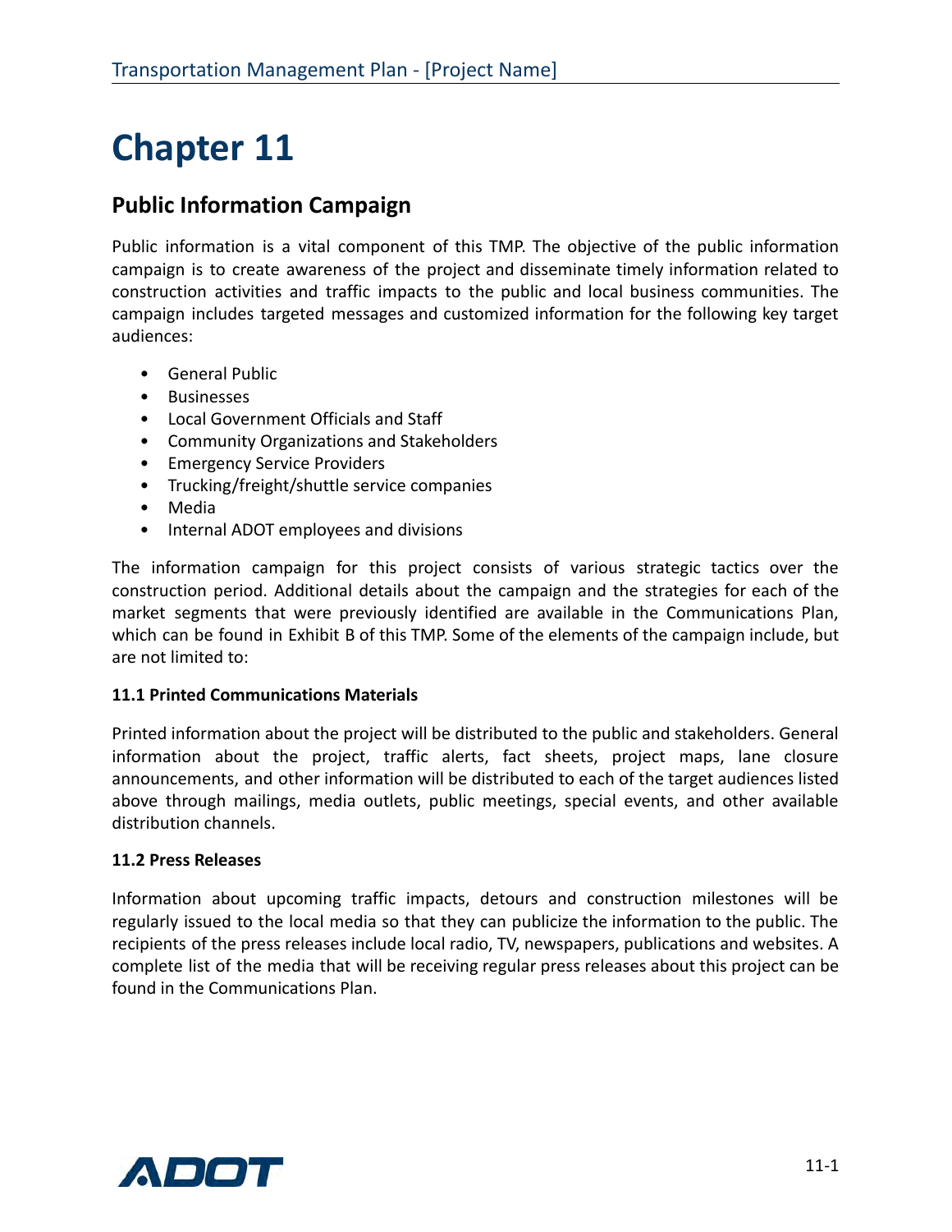# Chapter 11

## Public Information Campaign

Public information is a vital component of this TMP. The objective of the public information campaign is to create awareness of the project and disseminate timely information related to construction activities and traffic impacts to the public and local business communities. The campaign includes targeted messages and customized information for the following key target audiences:

- General Public
- Businesses
- Local Government Officials and Staff
- Community Organizations and Stakeholders
- Emergency Service Providers
- Trucking/freight/shuttle service companies
- Media
- Internal ADOT employees and divisions

The information campaign for this project consists of various strategic tactics over the construction period. Additional details about the campaign and the strategies for each of the market segments that were previously identified are available in the Communications Plan, which can be found in Exhibit B of this TMP. Some of the elements of the campaign include, but are not limited to:

**11.1 Printed Communications Materials**

Printed information about the project will be distributed to the public and stakeholders. General information about the project, traffic alerts, fact sheets, project maps, lane closure announcements, and other information will be distributed to each of the target audiences listed above through mailings, media outlets, public meetings, special events, and other available distribution channels.

**11.2 Press Releases**

Information about upcoming traffic impacts, detours and construction milestones will be regularly issued to the local media so that they can publicize the information to the public. The recipients of the press releases include local radio, TV, newspapers, publications and websites. A complete list of the media that will be receiving regular press releases about this project can be found in the Communications Plan.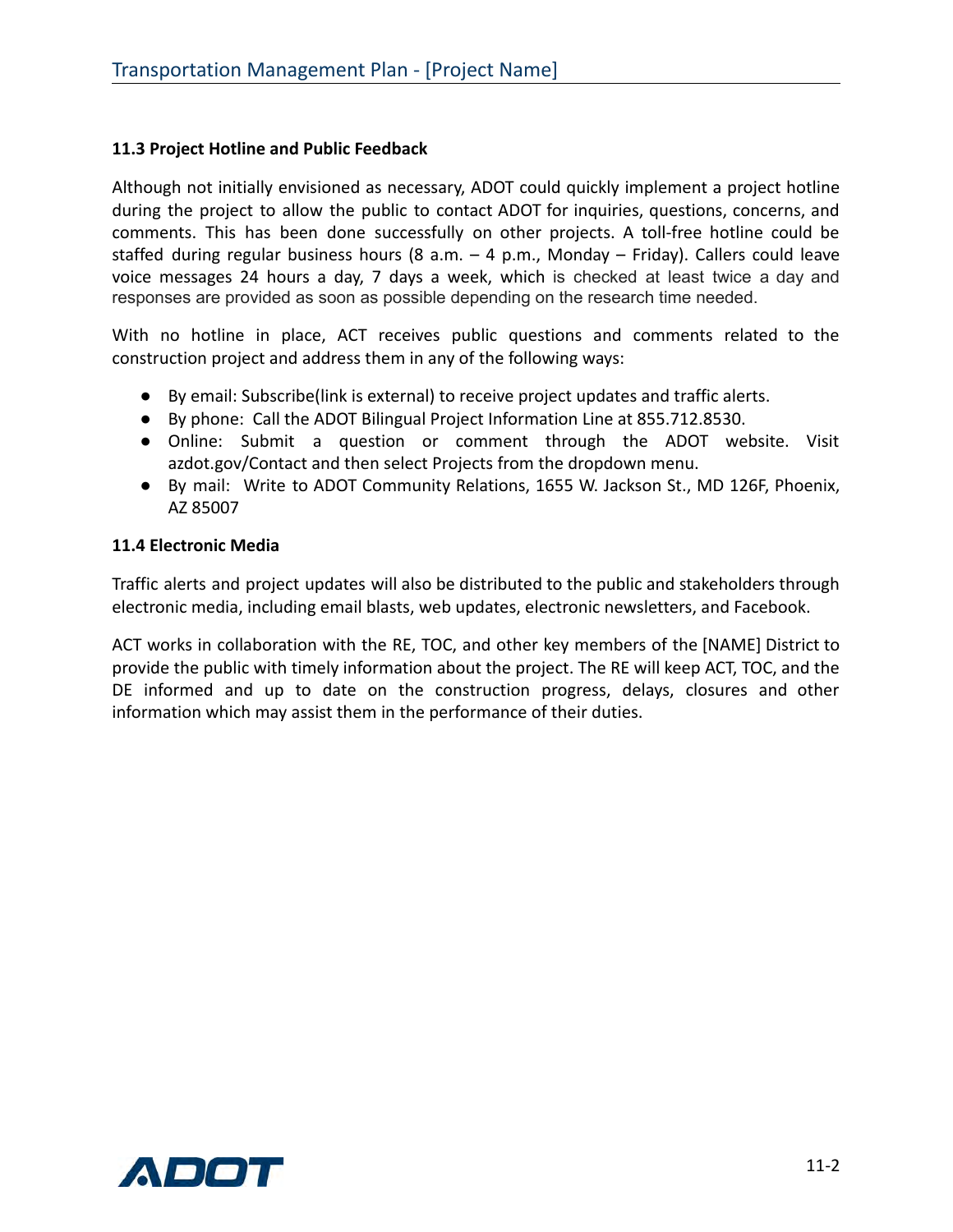### 11.3 Project Hotline and Public Feedback

Although not initially envisioned as necessary, ADOT could quickly implement a project hotline during the project to allow the public to contact ADOT for inquiries, questions, concerns, and comments. This has been done successfully on other projects. A toll-free hotline could be staffed during regular business hours (8 a.m. – 4 p.m., Monday – Friday). Callers could leave voice messages 24 hours a day, 7 days a week, which is checked at least twice a day and responses are provided as soon as possible depending on the research time needed.

With no hotline in place, ACT receives public questions and comments related to the construction project and address them in any of the following ways:

- By email: Subscribe(link is external) to receive project updates and traffic alerts.
- By phone: Call the ADOT Bilingual Project Information Line at 855.712.8530.
- Online: Submit a question or comment through the ADOT website. Visit azdot.gov/Contact and then select Projects from the dropdown menu.
- By mail: Write to ADOT Community Relations, 1655 W. Jackson St., MD 126F, Phoenix, AZ 85007

### 11.4 Electronic Media

Traffic alerts and project updates will also be distributed to the public and stakeholders through electronic media, including email blasts, web updates, electronic newsletters, and Facebook.

ACT works in collaboration with the RE, TOC, and other key members of the [NAME] District to provide the public with timely information about the project. The RE will keep ACT, TOC, and the DE informed and up to date on the construction progress, delays, closures and other information which may assist them in the performance of their duties.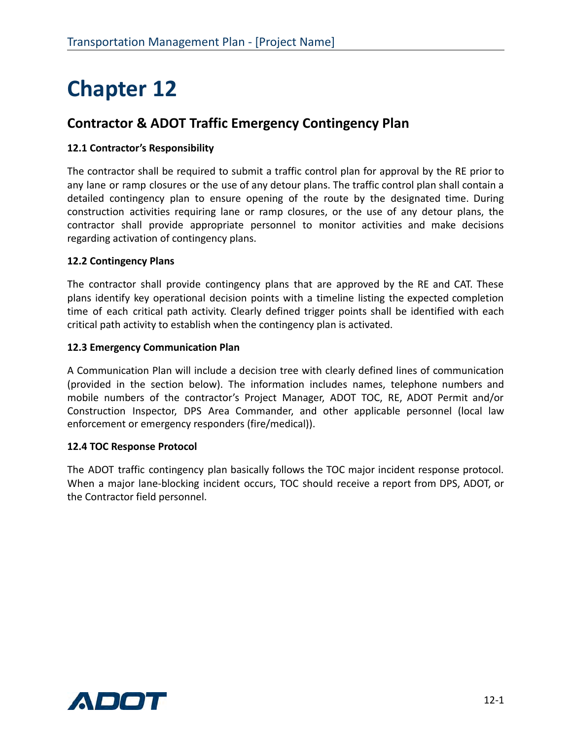# Chapter 12

## Contractor & ADOT Traffic Emergency Contingency Plan

### 12.1 Contractor's Responsibility

The contractor shall be required to submit a traffic control plan for approval by the RE prior to any lane or ramp closures or the use of any detour plans. The traffic control plan shall contain a detailed contingency plan to ensure opening of the route by the designated time. During construction activities requiring lane or ramp closures, or the use of any detour plans, the contractor shall provide appropriate personnel to monitor activities and make decisions regarding activation of contingency plans.

### 12.2 Contingency Plans

The contractor shall provide contingency plans that are approved by the RE and CAT. These plans identify key operational decision points with a timeline listing the expected completion time of each critical path activity. Clearly defined trigger points shall be identified with each critical path activity to establish when the contingency plan is activated.

### 12.3 Emergency Communication Plan

A Communication Plan will include a decision tree with clearly defined lines of communication (provided in the section below). The information includes names, telephone numbers and mobile numbers of the contractor's Project Manager, ADOT TOC, RE, ADOT Permit and/or Construction Inspector, DPS Area Commander, and other applicable personnel (local law enforcement or emergency responders (fire/medical)).

### 12.4 TOC Response Protocol

The ADOT traffic contingency plan basically follows the TOC major incident response protocol. When a major lane-blocking incident occurs, TOC should receive a report from DPS, ADOT, or the Contractor field personnel.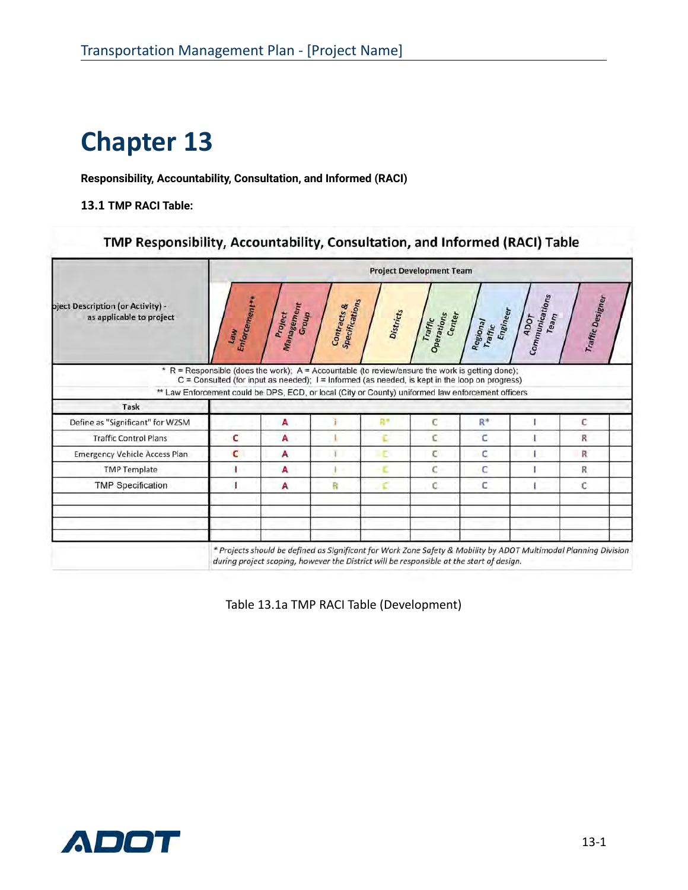# Chapter 13

**Responsibility, Accountability, Consultation, and Informed (RACI)**

**13.1 TMP RACI Table:**

TMP Responsibility, Accountability, Consultation, and Informed (RACI) Table

| Project Description (or Activity) - as applicable to project | Project Development Team | | | | | | | |
|---|---|---|---|---|---|---|---|---|
| | Law Enforcement** | Project Management Group | Contracts & Specifications | Districts | Traffic Operations Center | Regional Traffic Engineer | ADOT Communications Team | Traffic Designer |
| **Task** | | | | | | | | |
| Define as "Significant" for WZSM | | A | I | R* | C | R* | I | C |
| Traffic Control Plans | C | A | I | C | C | C | I | R |
| Emergency Vehicle Access Plan | C | A | I | C | C | C | I | R |
| TMP Template | I | A | I | C | C | C | I | R |
| TMP Specification | I | A | R | C | C | C | I | C |
| | | | | | | | | |
| | | | | | | | | |
| | | | | | | | | |
| | | | | | | | | |

\* R = Responsible (does the work); A = Accountable (to review/ensure the work is getting done); C = Consulted (for input as needed); I = Informed (as needed, is kept in the loop on progress)

** Law Enforcement could be DPS, ECD, or local (City or County) uniformed law enforcement officers

*\* Projects should be defined as Significant for Work Zone Safety & Mobility by ADOT Multimodal Planning Division during project scoping, however the District will be responsible at the start of design.*

Table 13.1a TMP RACI Table (Development)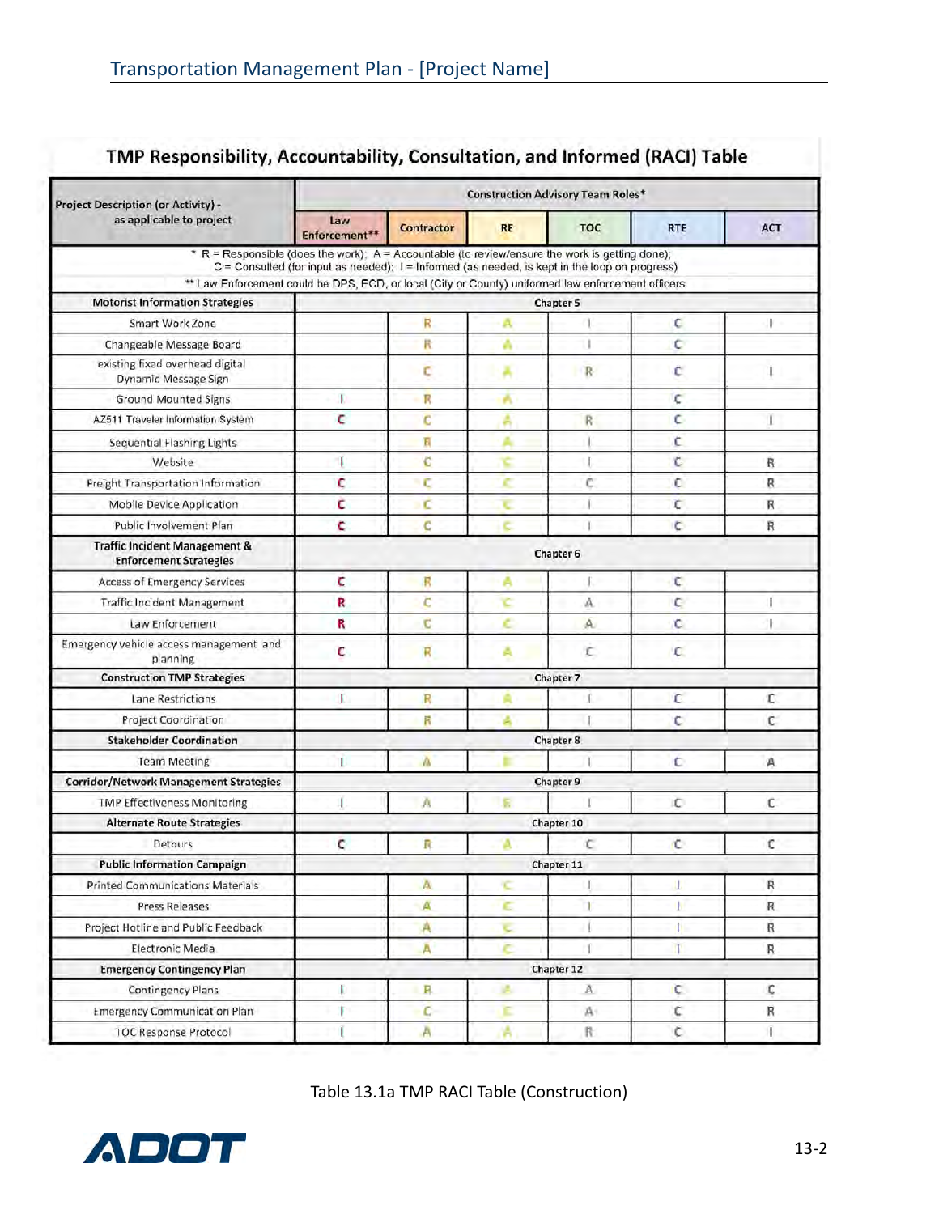## TMP Responsibility, Accountability, Consultation, and Informed (RACI) Table

| Project Description (or Activity) - as applicable to project | Construction Advisory Team Roles* | | | | | |
|---|---|---|---|---|---|---|
| | Law Enforcement** | Contractor | RE | TOC | RTE | ACT |
| * R = Responsible (does the work); A = Accountable (to review/ensure the work is getting done); C = Consulted (for input as needed); I = Informed (as needed, is kept in the loop on progress) | | | | | | |
| ** Law Enforcement could be DPS, ECD, or local (City or County) uniformed law enforcement officers | | | | | | |
| **Motorist Information Strategies** | Chapter 5 | | | | | |
| Smart Work Zone | | R | A | I | C | I |
| Changeable Message Board | | R | A | I | C | |
| existing fixed overhead digital Dynamic Message Sign | | C | A | R | C | I |
| Ground Mounted Signs | I | R | A | | C | |
| AZ511 Traveler Information System | C | C | A | R | C | I |
| Sequential Flashing Lights | | R | A | I | C | |
| Website | I | C | C | I | C | R |
| Freight Transportation Information | C | C | C | C | C | R |
| Mobile Device Application | C | C | C | I | C | R |
| Public Involvement Plan | C | C | C | I | C | R |
| **Traffic Incident Management & Enforcement Strategies** | Chapter 6 | | | | | |
| Access of Emergency Services | C | R | A | I | C | |
| Traffic Incident Management | R | C | C | A | C | I |
| Law Enforcement | R | C | C | A | C | I |
| Emergency vehicle access management and planning | C | R | A | C | C | |
| **Construction TMP Strategies** | Chapter 7 | | | | | |
| Lane Restrictions | I | R | A | I | C | C |
| Project Coordination | | R | A | I | C | C |
| **Stakeholder Coordination** | Chapter 8 | | | | | |
| Team Meeting | I | A | R | I | C | A |
| **Corridor/Network Management Strategies** | Chapter 9 | | | | | |
| TMP Effectiveness Monitoring | I | A | R | I | C | C |
| **Alternate Route Strategies** | Chapter 10 | | | | | |
| Detours | C | R | A | C | C | C |
| **Public Information Campaign** | Chapter 11 | | | | | |
| Printed Communications Materials | | A | C | I | I | R |
| Press Releases | | A | C | I | I | R |
| Project Hotline and Public Feedback | | A | C | I | I | R |
| Electronic Media | | A | C | I | I | R |
| **Emergency Contingency Plan** | Chapter 12 | | | | | |
| Contingency Plans | I | R | A | A | C | C |
| Emergency Communication Plan | I | C | C | A | C | R |
| TOC Response Protocol | I | A | A | R | C | I |

Table 13.1a TMP RACI Table (Construction)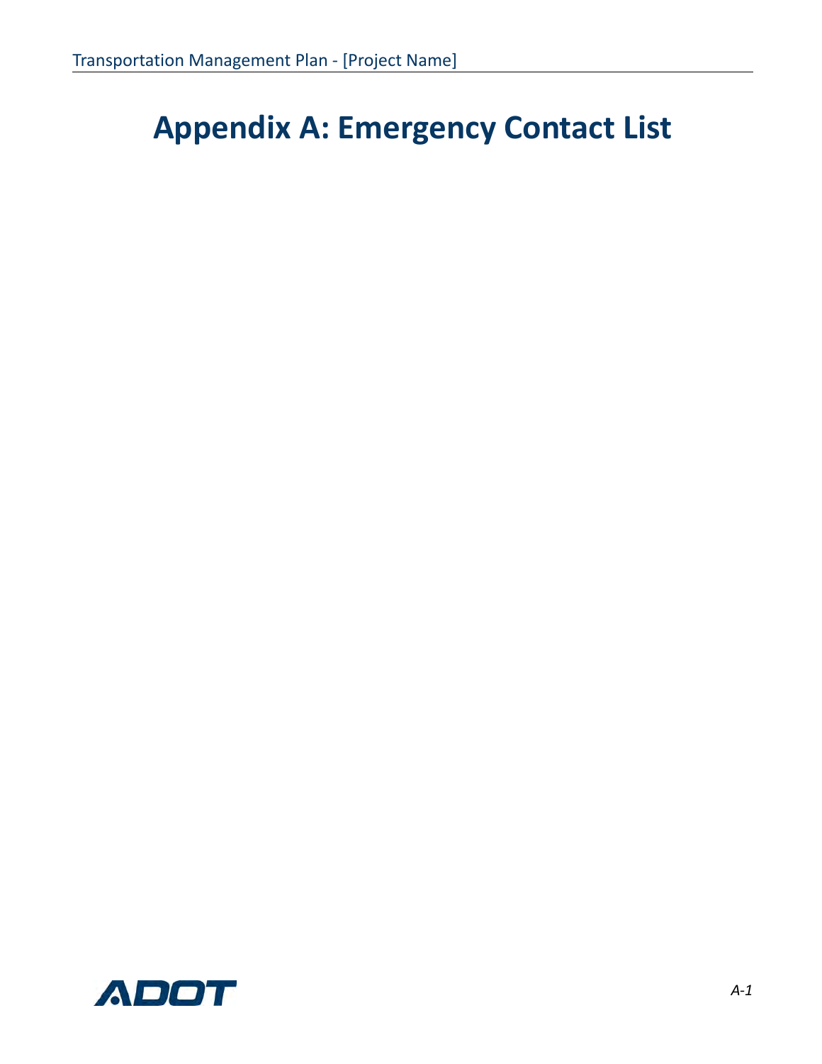# Appendix A: Emergency Contact List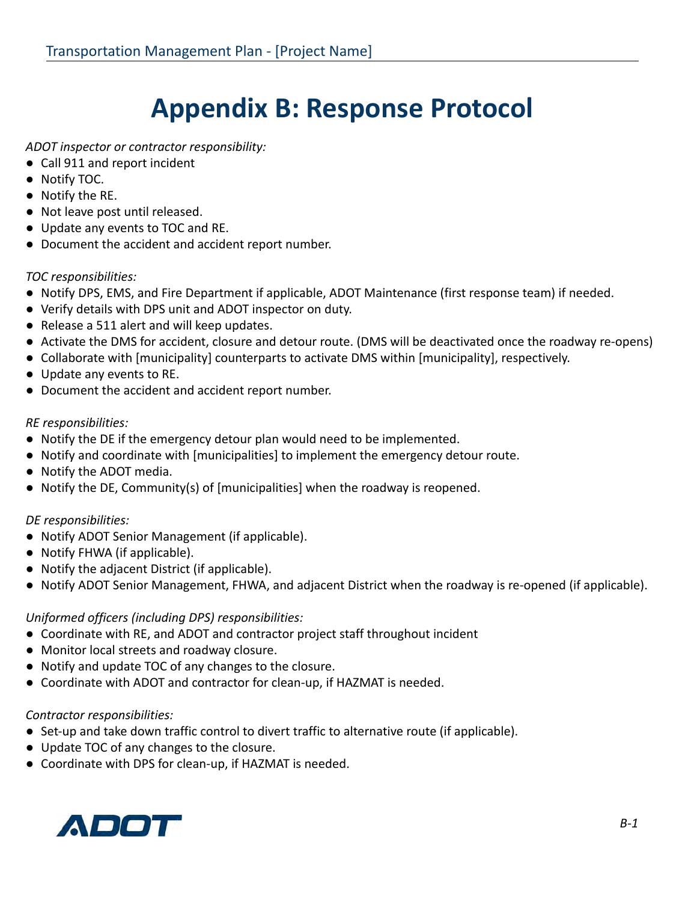# Appendix B: Response Protocol

*ADOT inspector or contractor responsibility:*

- Call 911 and report incident
- Notify TOC.
- Notify the RE.
- Not leave post until released.
- Update any events to TOC and RE.
- Document the accident and accident report number.

*TOC responsibilities:*

- Notify DPS, EMS, and Fire Department if applicable, ADOT Maintenance (first response team) if needed.
- Verify details with DPS unit and ADOT inspector on duty.
- Release a 511 alert and will keep updates.
- Activate the DMS for accident, closure and detour route. (DMS will be deactivated once the roadway re-opens)
- Collaborate with [municipality] counterparts to activate DMS within [municipality], respectively.
- Update any events to RE.
- Document the accident and accident report number.

*RE responsibilities:*

- Notify the DE if the emergency detour plan would need to be implemented.
- Notify and coordinate with [municipalities] to implement the emergency detour route.
- Notify the ADOT media.
- Notify the DE, Community(s) of [municipalities] when the roadway is reopened.

*DE responsibilities:*

- Notify ADOT Senior Management (if applicable).
- Notify FHWA (if applicable).
- Notify the adjacent District (if applicable).
- Notify ADOT Senior Management, FHWA, and adjacent District when the roadway is re-opened (if applicable).

*Uniformed officers (including DPS) responsibilities:*

- Coordinate with RE, and ADOT and contractor project staff throughout incident
- Monitor local streets and roadway closure.
- Notify and update TOC of any changes to the closure.
- Coordinate with ADOT and contractor for clean-up, if HAZMAT is needed.

*Contractor responsibilities:*

- Set-up and take down traffic control to divert traffic to alternative route (if applicable).
- Update TOC of any changes to the closure.
- Coordinate with DPS for clean-up, if HAZMAT is needed.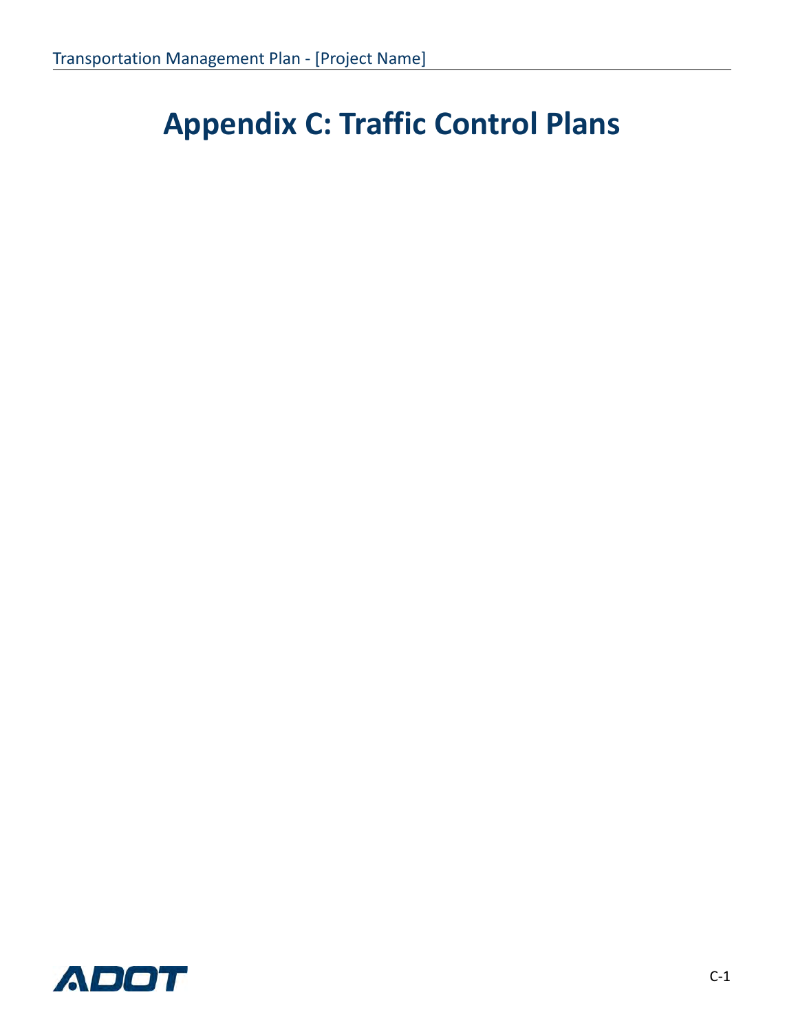# Appendix C: Traffic Control Plans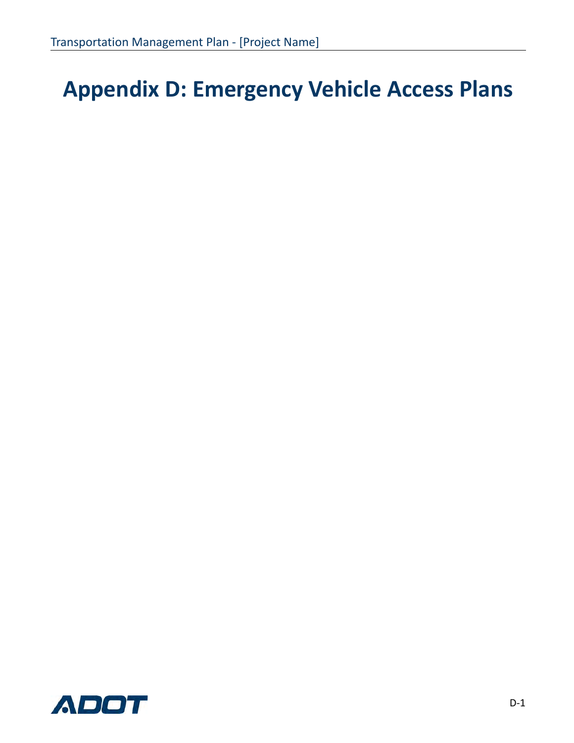# Appendix D: Emergency Vehicle Access Plans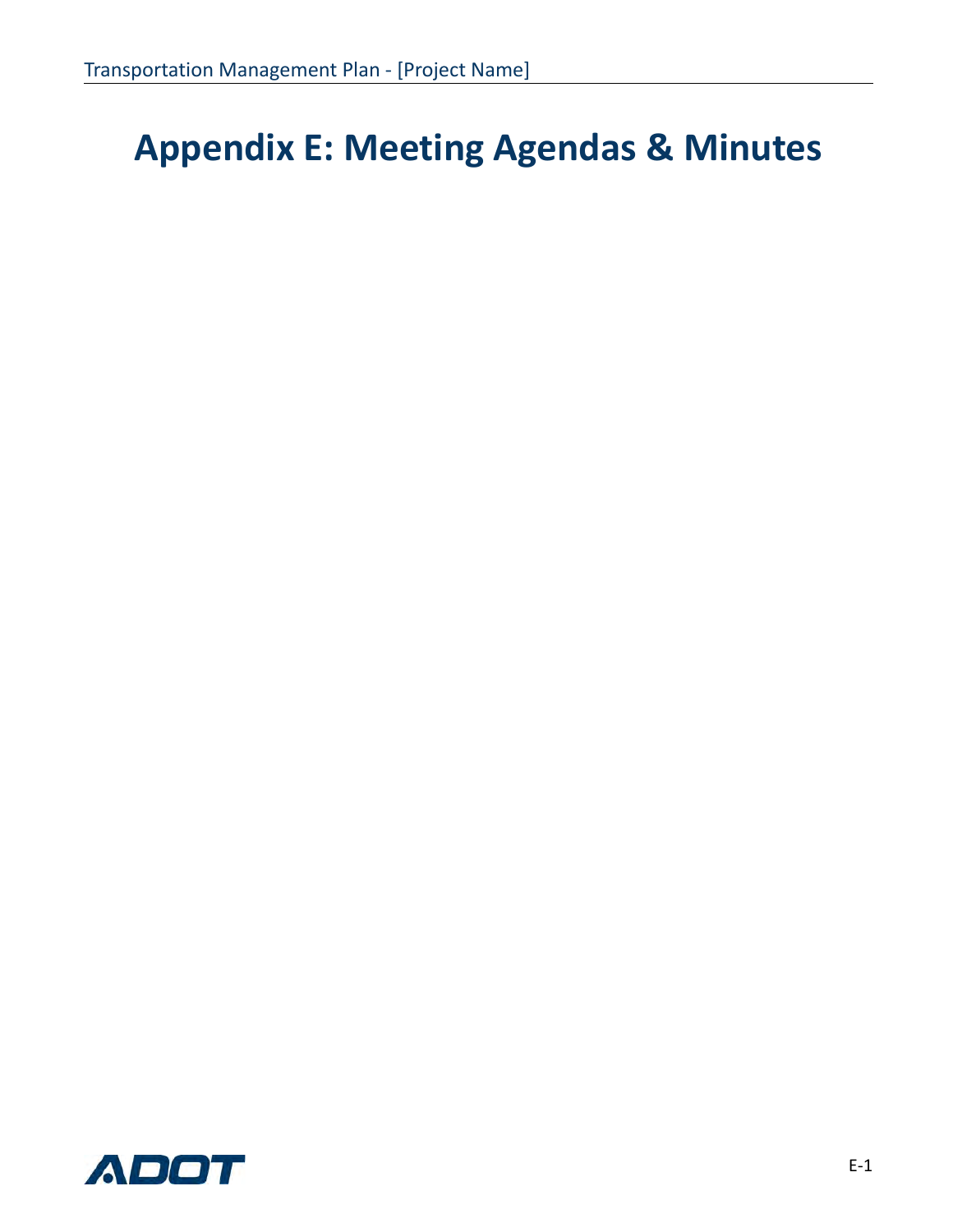# Appendix E: Meeting Agendas & Minutes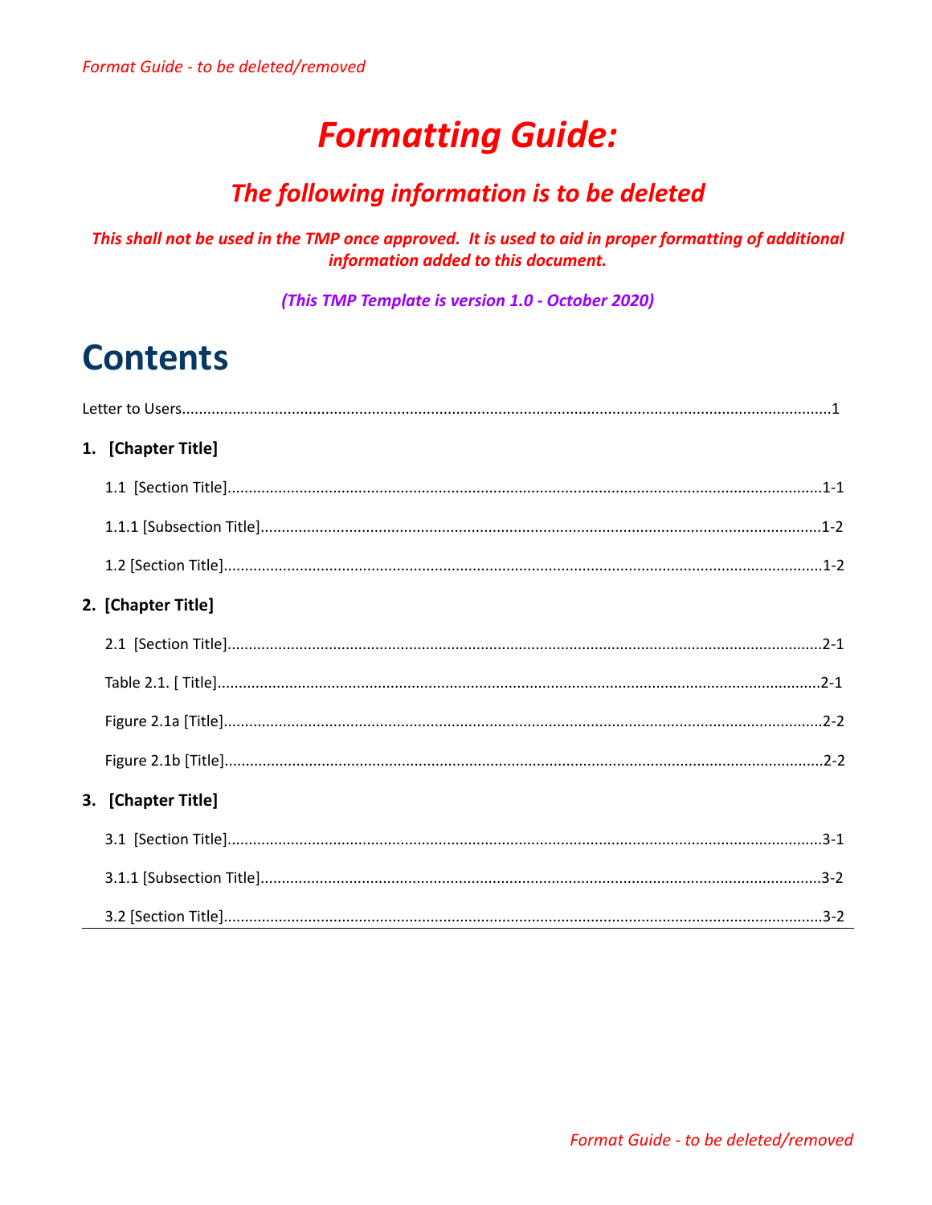# *Formatting Guide:*

## *The following information is to be deleted*

***This shall not be used in the TMP once approved. It is used to aid in proper formatting of additional information added to this document.***

***(This TMP Template is version 1.0 - October 2020)***

# Contents

Letter to Users........................................................................................................................................1

**1. [Chapter Title]**

1.1 [Section Title]...........................................................................................................................1-1

1.1.1 [Subsection Title]...................................................................................................................1-2

1.2 [Section Title]............................................................................................................................1-2

**2. [Chapter Title]**

2.1 [Section Title]...........................................................................................................................2-1

Table 2.1. [ Title]..............................................................................................................................2-1

Figure 2.1a [Title]............................................................................................................................2-2

Figure 2.1b [Title]............................................................................................................................2-2

**3. [Chapter Title]**

3.1 [Section Title]...........................................................................................................................3-1

3.1.1 [Subsection Title]...................................................................................................................3-2

3.2 [Section Title]............................................................................................................................3-2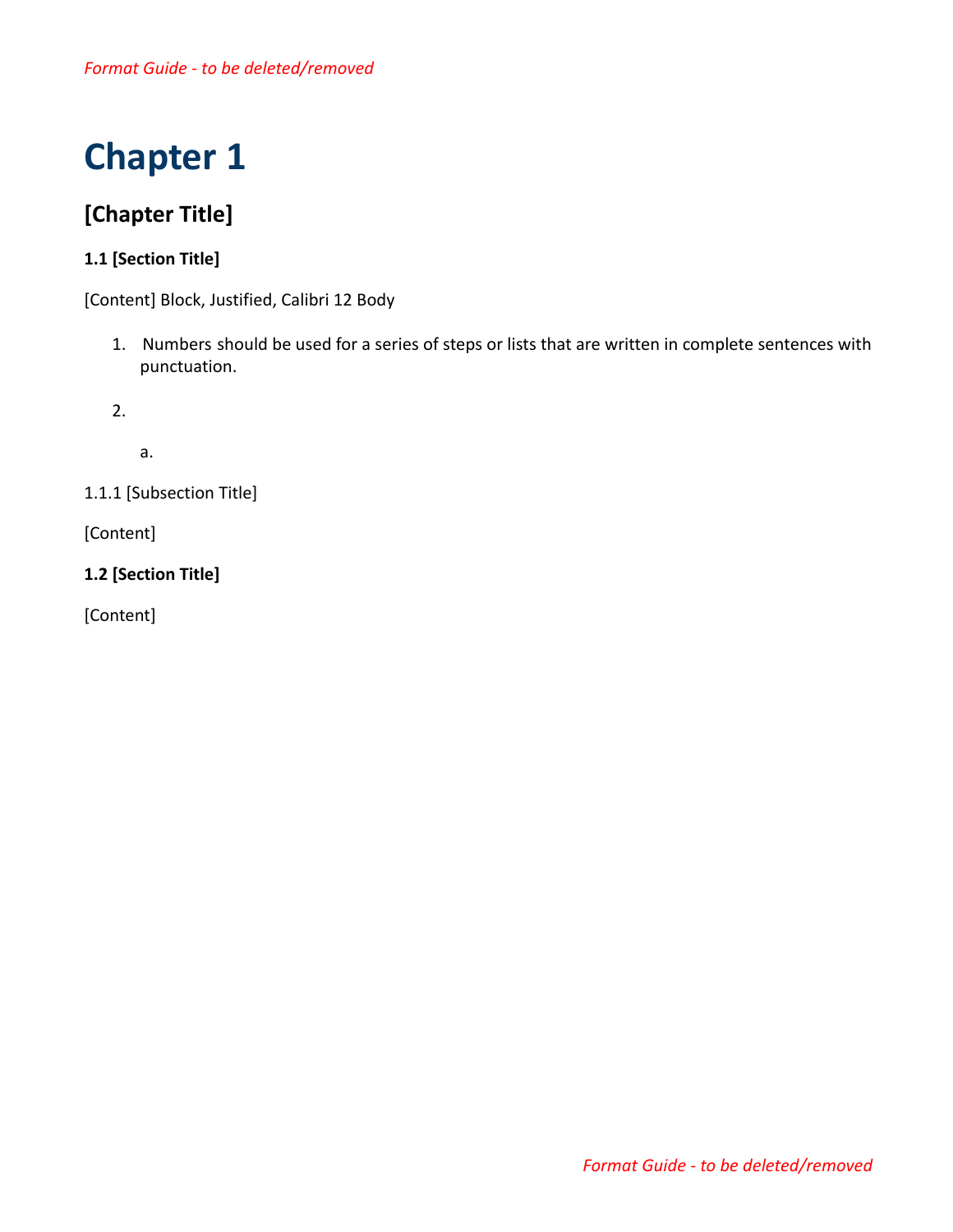*Format Guide - to be deleted/removed*

# Chapter 1

## [Chapter Title]

**1.1 [Section Title]**

[Content] Block, Justified, Calibri 12 Body

1. Numbers should be used for a series of steps or lists that are written in complete sentences with punctuation.

2. 

    a. 

1.1.1 [Subsection Title]

[Content]

**1.2 [Section Title]**

[Content]

*Format Guide - to be deleted/removed*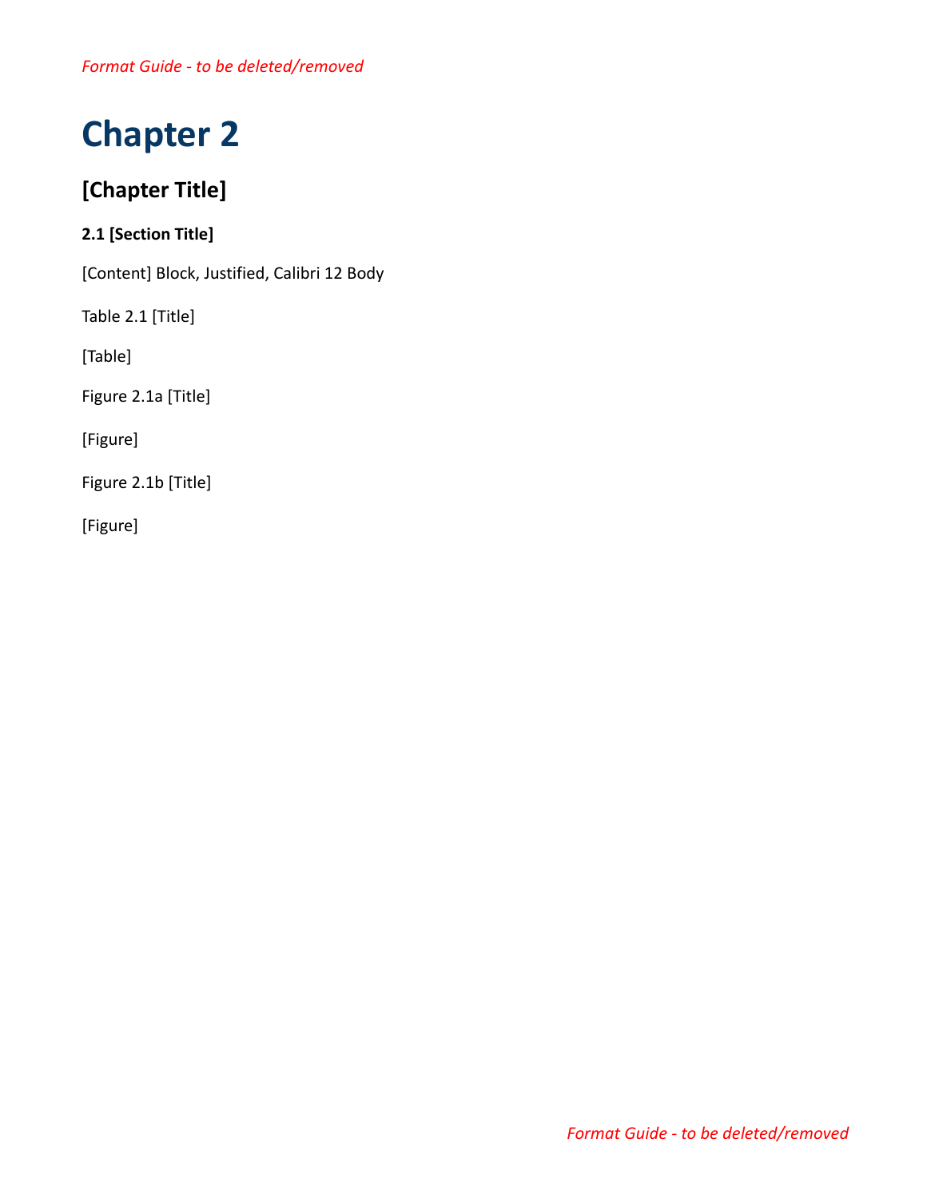*Format Guide - to be deleted/removed*

# Chapter 2

## [Chapter Title]

**2.1 [Section Title]**

[Content] Block, Justified, Calibri 12 Body

Table 2.1 [Title]

[Table]

Figure 2.1a [Title]

[Figure]

Figure 2.1b [Title]

[Figure]

*Format Guide - to be deleted/removed*